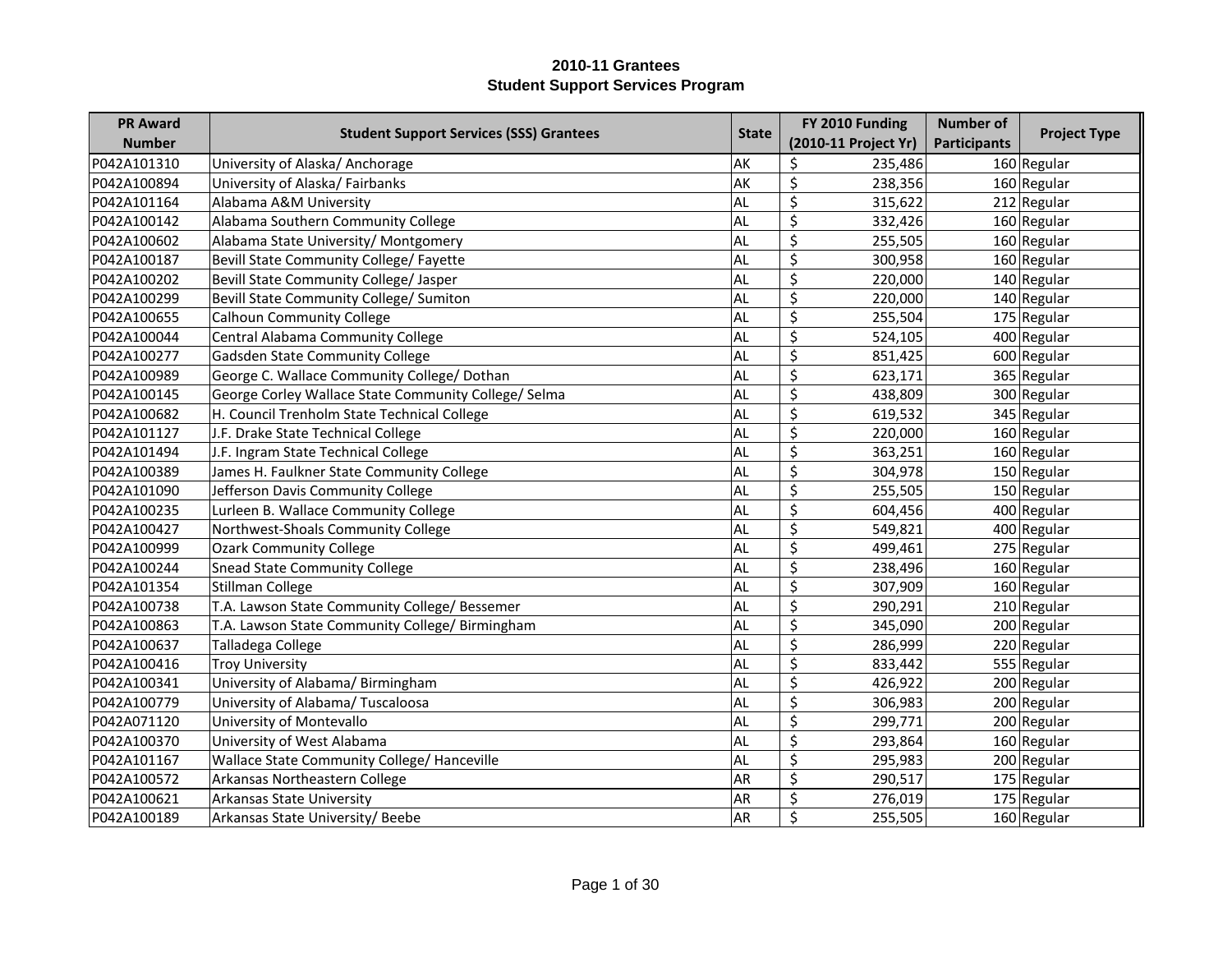**2010-11 Grantees**
**Student Support Services Program**

| PR Award Number | Student Support Services (SSS) Grantees | State | FY 2010 Funding (2010-11 Project Yr) | Number of Participants | Project Type |
|---|---|---|---|---|---|
| P042A101310 | University of Alaska/ Anchorage | AK | $ 235,486 | 160 | Regular |
| P042A100894 | University of Alaska/ Fairbanks | AK | $ 238,356 | 160 | Regular |
| P042A101164 | Alabama A&M University | AL | $ 315,622 | 212 | Regular |
| P042A100142 | Alabama Southern Community College | AL | $ 332,426 | 160 | Regular |
| P042A100602 | Alabama State University/ Montgomery | AL | $ 255,505 | 160 | Regular |
| P042A100187 | Bevill State Community College/ Fayette | AL | $ 300,958 | 160 | Regular |
| P042A100202 | Bevill State Community College/ Jasper | AL | $ 220,000 | 140 | Regular |
| P042A100299 | Bevill State Community College/ Sumiton | AL | $ 220,000 | 140 | Regular |
| P042A100655 | Calhoun Community College | AL | $ 255,504 | 175 | Regular |
| P042A100044 | Central Alabama Community College | AL | $ 524,105 | 400 | Regular |
| P042A100277 | Gadsden State Community College | AL | $ 851,425 | 600 | Regular |
| P042A100989 | George C. Wallace Community College/ Dothan | AL | $ 623,171 | 365 | Regular |
| P042A100145 | George Corley Wallace State Community College/ Selma | AL | $ 438,809 | 300 | Regular |
| P042A100682 | H. Council Trenholm State Technical College | AL | $ 619,532 | 345 | Regular |
| P042A101127 | J.F. Drake State Technical College | AL | $ 220,000 | 160 | Regular |
| P042A101494 | J.F. Ingram State Technical College | AL | $ 363,251 | 160 | Regular |
| P042A100389 | James H. Faulkner State Community College | AL | $ 304,978 | 150 | Regular |
| P042A101090 | Jefferson Davis Community College | AL | $ 255,505 | 150 | Regular |
| P042A100235 | Lurleen B. Wallace Community College | AL | $ 604,456 | 400 | Regular |
| P042A100427 | Northwest-Shoals Community College | AL | $ 549,821 | 400 | Regular |
| P042A100999 | Ozark Community College | AL | $ 499,461 | 275 | Regular |
| P042A100244 | Snead State Community College | AL | $ 238,496 | 160 | Regular |
| P042A101354 | Stillman College | AL | $ 307,909 | 160 | Regular |
| P042A100738 | T.A. Lawson State Community College/ Bessemer | AL | $ 290,291 | 210 | Regular |
| P042A100863 | T.A. Lawson State Community College/ Birmingham | AL | $ 345,090 | 200 | Regular |
| P042A100637 | Talladega College | AL | $ 286,999 | 220 | Regular |
| P042A100416 | Troy University | AL | $ 833,442 | 555 | Regular |
| P042A100341 | University of Alabama/ Birmingham | AL | $ 426,922 | 200 | Regular |
| P042A100779 | University of Alabama/ Tuscaloosa | AL | $ 306,983 | 200 | Regular |
| P042A071120 | University of Montevallo | AL | $ 299,771 | 200 | Regular |
| P042A100370 | University of West Alabama | AL | $ 293,864 | 160 | Regular |
| P042A101167 | Wallace State Community College/ Hanceville | AL | $ 295,983 | 200 | Regular |
| P042A100572 | Arkansas Northeastern College | AR | $ 290,517 | 175 | Regular |
| P042A100621 | Arkansas State University | AR | $ 276,019 | 175 | Regular |
| P042A100189 | Arkansas State University/ Beebe | AR | $ 255,505 | 160 | Regular |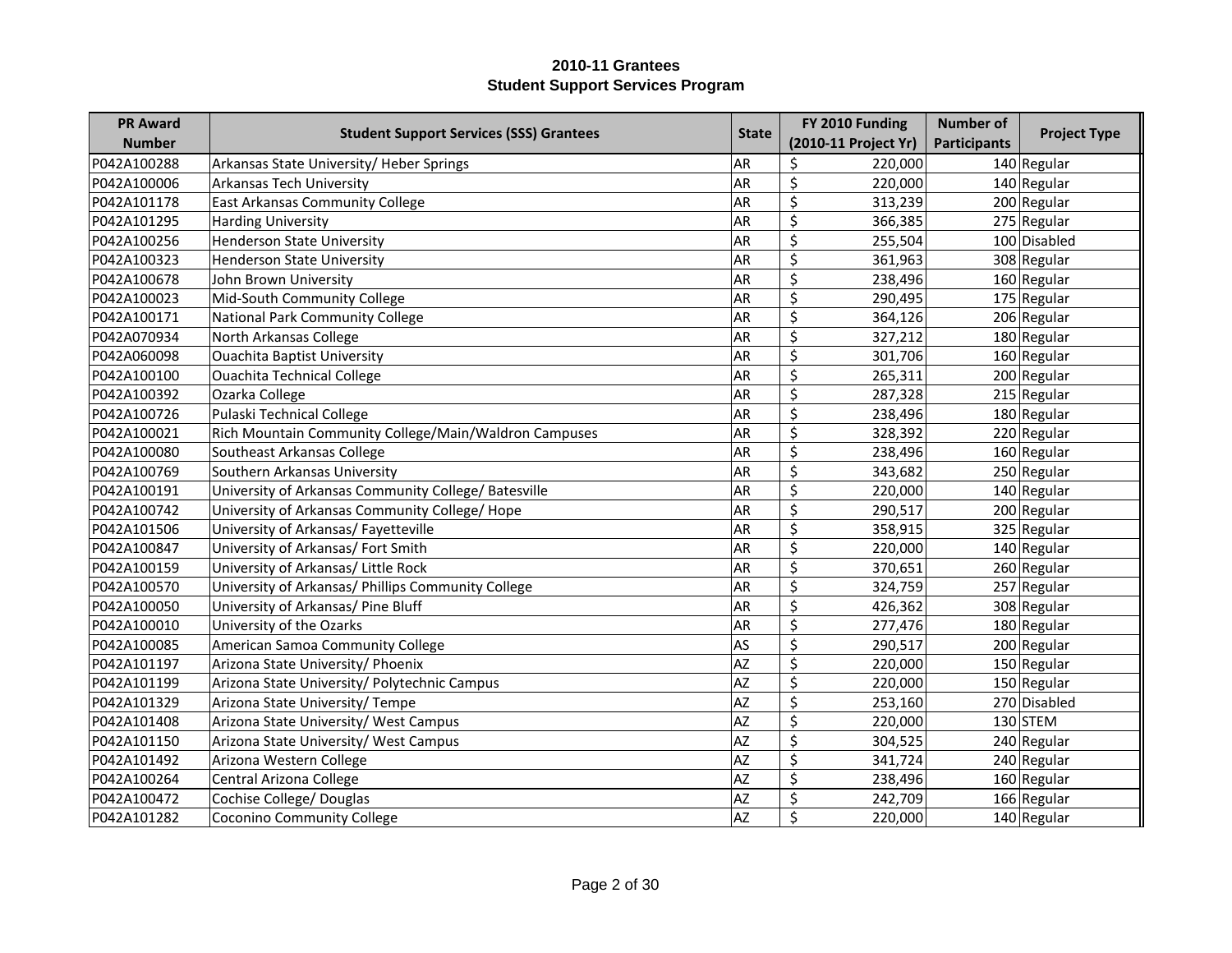**2010-11 Grantees**
**Student Support Services Program**

| PR Award Number | Student Support Services (SSS) Grantees | State | FY 2010 Funding (2010-11 Project Yr) | Number of Participants | Project Type |
|---|---|---|---|---|---|
| P042A100288 | Arkansas State University/ Heber Springs | AR | $ 220,000 | 140 | Regular |
| P042A100006 | Arkansas Tech University | AR | $ 220,000 | 140 | Regular |
| P042A101178 | East Arkansas Community College | AR | $ 313,239 | 200 | Regular |
| P042A101295 | Harding University | AR | $ 366,385 | 275 | Regular |
| P042A100256 | Henderson State University | AR | $ 255,504 | 100 | Disabled |
| P042A100323 | Henderson State University | AR | $ 361,963 | 308 | Regular |
| P042A100678 | John Brown University | AR | $ 238,496 | 160 | Regular |
| P042A100023 | Mid-South Community College | AR | $ 290,495 | 175 | Regular |
| P042A100171 | National Park Community College | AR | $ 364,126 | 206 | Regular |
| P042A070934 | North Arkansas College | AR | $ 327,212 | 180 | Regular |
| P042A060098 | Ouachita Baptist University | AR | $ 301,706 | 160 | Regular |
| P042A100100 | Ouachita Technical College | AR | $ 265,311 | 200 | Regular |
| P042A100392 | Ozarka College | AR | $ 287,328 | 215 | Regular |
| P042A100726 | Pulaski Technical College | AR | $ 238,496 | 180 | Regular |
| P042A100021 | Rich Mountain Community College/Main/Waldron Campuses | AR | $ 328,392 | 220 | Regular |
| P042A100080 | Southeast Arkansas College | AR | $ 238,496 | 160 | Regular |
| P042A100769 | Southern Arkansas University | AR | $ 343,682 | 250 | Regular |
| P042A100191 | University of Arkansas Community College/ Batesville | AR | $ 220,000 | 140 | Regular |
| P042A100742 | University of Arkansas Community College/ Hope | AR | $ 290,517 | 200 | Regular |
| P042A101506 | University of Arkansas/ Fayetteville | AR | $ 358,915 | 325 | Regular |
| P042A100847 | University of Arkansas/ Fort Smith | AR | $ 220,000 | 140 | Regular |
| P042A100159 | University of Arkansas/ Little Rock | AR | $ 370,651 | 260 | Regular |
| P042A100570 | University of Arkansas/ Phillips Community College | AR | $ 324,759 | 257 | Regular |
| P042A100050 | University of Arkansas/ Pine Bluff | AR | $ 426,362 | 308 | Regular |
| P042A100010 | University of the Ozarks | AR | $ 277,476 | 180 | Regular |
| P042A100085 | American Samoa Community College | AS | $ 290,517 | 200 | Regular |
| P042A101197 | Arizona State University/ Phoenix | AZ | $ 220,000 | 150 | Regular |
| P042A101199 | Arizona State University/ Polytechnic Campus | AZ | $ 220,000 | 150 | Regular |
| P042A101329 | Arizona State University/ Tempe | AZ | $ 253,160 | 270 | Disabled |
| P042A101408 | Arizona State University/ West Campus | AZ | $ 220,000 | 130 | STEM |
| P042A101150 | Arizona State University/ West Campus | AZ | $ 304,525 | 240 | Regular |
| P042A101492 | Arizona Western College | AZ | $ 341,724 | 240 | Regular |
| P042A100264 | Central Arizona College | AZ | $ 238,496 | 160 | Regular |
| P042A100472 | Cochise College/ Douglas | AZ | $ 242,709 | 166 | Regular |
| P042A101282 | Coconino Community College | AZ | $ 220,000 | 140 | Regular |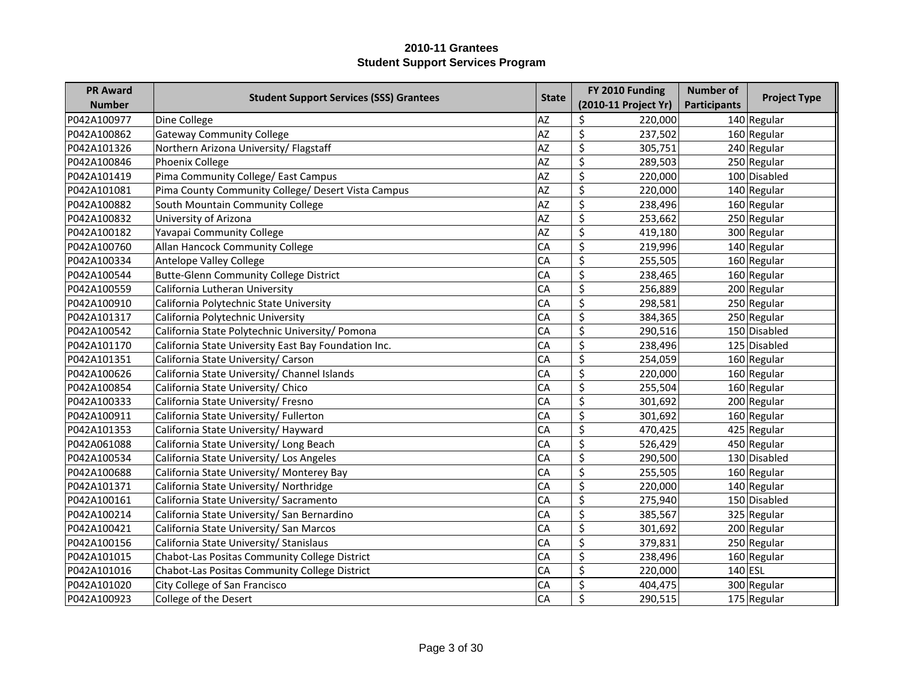**2010-11 Grantees**
**Student Support Services Program**

| PR Award Number | Student Support Services (SSS) Grantees | State | FY 2010 Funding (2010-11 Project Yr) | Number of Participants | Project Type |
|---|---|---|---|---|---|
| P042A100977 | Dine College | AZ | $ 220,000 | 140 | Regular |
| P042A100862 | Gateway Community College | AZ | $ 237,502 | 160 | Regular |
| P042A101326 | Northern Arizona University/ Flagstaff | AZ | $ 305,751 | 240 | Regular |
| P042A100846 | Phoenix College | AZ | $ 289,503 | 250 | Regular |
| P042A101419 | Pima Community College/ East Campus | AZ | $ 220,000 | 100 | Disabled |
| P042A101081 | Pima County Community College/ Desert Vista Campus | AZ | $ 220,000 | 140 | Regular |
| P042A100882 | South Mountain Community College | AZ | $ 238,496 | 160 | Regular |
| P042A100832 | University of Arizona | AZ | $ 253,662 | 250 | Regular |
| P042A100182 | Yavapai Community College | AZ | $ 419,180 | 300 | Regular |
| P042A100760 | Allan Hancock Community College | CA | $ 219,996 | 140 | Regular |
| P042A100334 | Antelope Valley College | CA | $ 255,505 | 160 | Regular |
| P042A100544 | Butte-Glenn Community College District | CA | $ 238,465 | 160 | Regular |
| P042A100559 | California Lutheran University | CA | $ 256,889 | 200 | Regular |
| P042A100910 | California Polytechnic State University | CA | $ 298,581 | 250 | Regular |
| P042A101317 | California Polytechnic University | CA | $ 384,365 | 250 | Regular |
| P042A100542 | California State Polytechnic University/ Pomona | CA | $ 290,516 | 150 | Disabled |
| P042A101170 | California State University East Bay Foundation Inc. | CA | $ 238,496 | 125 | Disabled |
| P042A101351 | California State University/ Carson | CA | $ 254,059 | 160 | Regular |
| P042A100626 | California State University/ Channel Islands | CA | $ 220,000 | 160 | Regular |
| P042A100854 | California State University/ Chico | CA | $ 255,504 | 160 | Regular |
| P042A100333 | California State University/ Fresno | CA | $ 301,692 | 200 | Regular |
| P042A100911 | California State University/ Fullerton | CA | $ 301,692 | 160 | Regular |
| P042A101353 | California State University/ Hayward | CA | $ 470,425 | 425 | Regular |
| P042A061088 | California State University/ Long Beach | CA | $ 526,429 | 450 | Regular |
| P042A100534 | California State University/ Los Angeles | CA | $ 290,500 | 130 | Disabled |
| P042A100688 | California State University/ Monterey Bay | CA | $ 255,505 | 160 | Regular |
| P042A101371 | California State University/ Northridge | CA | $ 220,000 | 140 | Regular |
| P042A100161 | California State University/ Sacramento | CA | $ 275,940 | 150 | Disabled |
| P042A100214 | California State University/ San Bernardino | CA | $ 385,567 | 325 | Regular |
| P042A100421 | California State University/ San Marcos | CA | $ 301,692 | 200 | Regular |
| P042A100156 | California State University/ Stanislaus | CA | $ 379,831 | 250 | Regular |
| P042A101015 | Chabot-Las Positas Community College District | CA | $ 238,496 | 160 | Regular |
| P042A101016 | Chabot-Las Positas Community College District | CA | $ 220,000 | 140 | ESL |
| P042A101020 | City College of San Francisco | CA | $ 404,475 | 300 | Regular |
| P042A100923 | College of the Desert | CA | $ 290,515 | 175 | Regular |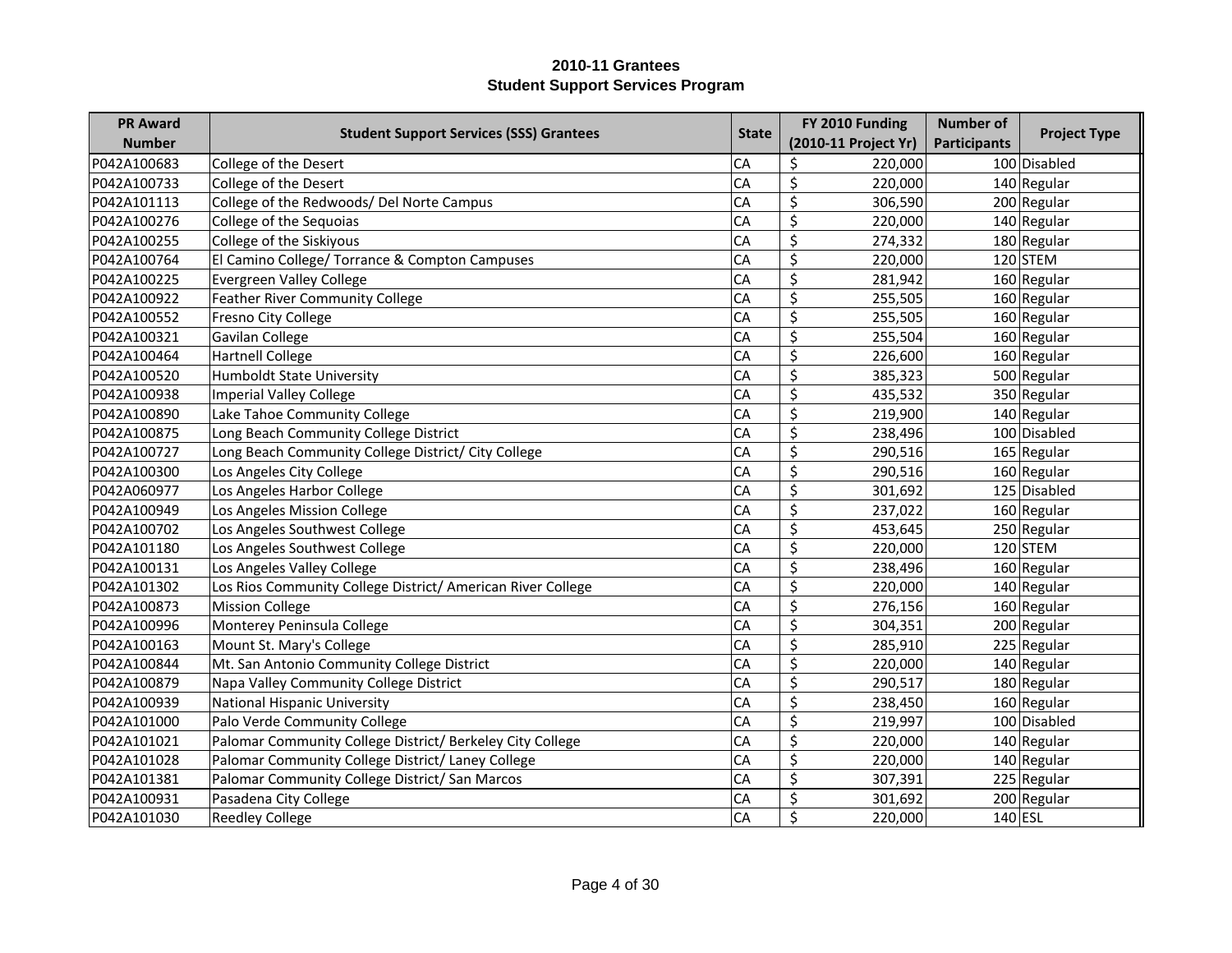**2010-11 Grantees**
**Student Support Services Program**

| PR Award Number | Student Support Services (SSS) Grantees | State | FY 2010 Funding (2010-11 Project Yr) | Number of Participants | Project Type |
|---|---|---|---|---|---|
| P042A100683 | College of the Desert | CA | $ 220,000 | 100 | Disabled |
| P042A100733 | College of the Desert | CA | $ 220,000 | 140 | Regular |
| P042A101113 | College of the Redwoods/ Del Norte Campus | CA | $ 306,590 | 200 | Regular |
| P042A100276 | College of the Sequoias | CA | $ 220,000 | 140 | Regular |
| P042A100255 | College of the Siskiyous | CA | $ 274,332 | 180 | Regular |
| P042A100764 | El Camino College/ Torrance & Compton Campuses | CA | $ 220,000 | 120 | STEM |
| P042A100225 | Evergreen Valley College | CA | $ 281,942 | 160 | Regular |
| P042A100922 | Feather River Community College | CA | $ 255,505 | 160 | Regular |
| P042A100552 | Fresno City College | CA | $ 255,505 | 160 | Regular |
| P042A100321 | Gavilan College | CA | $ 255,504 | 160 | Regular |
| P042A100464 | Hartnell College | CA | $ 226,600 | 160 | Regular |
| P042A100520 | Humboldt State University | CA | $ 385,323 | 500 | Regular |
| P042A100938 | Imperial Valley College | CA | $ 435,532 | 350 | Regular |
| P042A100890 | Lake Tahoe Community College | CA | $ 219,900 | 140 | Regular |
| P042A100875 | Long Beach Community College District | CA | $ 238,496 | 100 | Disabled |
| P042A100727 | Long Beach Community College District/ City College | CA | $ 290,516 | 165 | Regular |
| P042A100300 | Los Angeles City College | CA | $ 290,516 | 160 | Regular |
| P042A060977 | Los Angeles Harbor College | CA | $ 301,692 | 125 | Disabled |
| P042A100949 | Los Angeles Mission College | CA | $ 237,022 | 160 | Regular |
| P042A100702 | Los Angeles Southwest College | CA | $ 453,645 | 250 | Regular |
| P042A101180 | Los Angeles Southwest College | CA | $ 220,000 | 120 | STEM |
| P042A100131 | Los Angeles Valley College | CA | $ 238,496 | 160 | Regular |
| P042A101302 | Los Rios Community College District/ American River College | CA | $ 220,000 | 140 | Regular |
| P042A100873 | Mission College | CA | $ 276,156 | 160 | Regular |
| P042A100996 | Monterey Peninsula College | CA | $ 304,351 | 200 | Regular |
| P042A100163 | Mount St. Mary's College | CA | $ 285,910 | 225 | Regular |
| P042A100844 | Mt. San Antonio Community College District | CA | $ 220,000 | 140 | Regular |
| P042A100879 | Napa Valley Community College District | CA | $ 290,517 | 180 | Regular |
| P042A100939 | National Hispanic University | CA | $ 238,450 | 160 | Regular |
| P042A101000 | Palo Verde Community College | CA | $ 219,997 | 100 | Disabled |
| P042A101021 | Palomar Community College District/ Berkeley City College | CA | $ 220,000 | 140 | Regular |
| P042A101028 | Palomar Community College District/ Laney College | CA | $ 220,000 | 140 | Regular |
| P042A101381 | Palomar Community College District/ San Marcos | CA | $ 307,391 | 225 | Regular |
| P042A100931 | Pasadena City College | CA | $ 301,692 | 200 | Regular |
| P042A101030 | Reedley College | CA | $ 220,000 | 140 | ESL |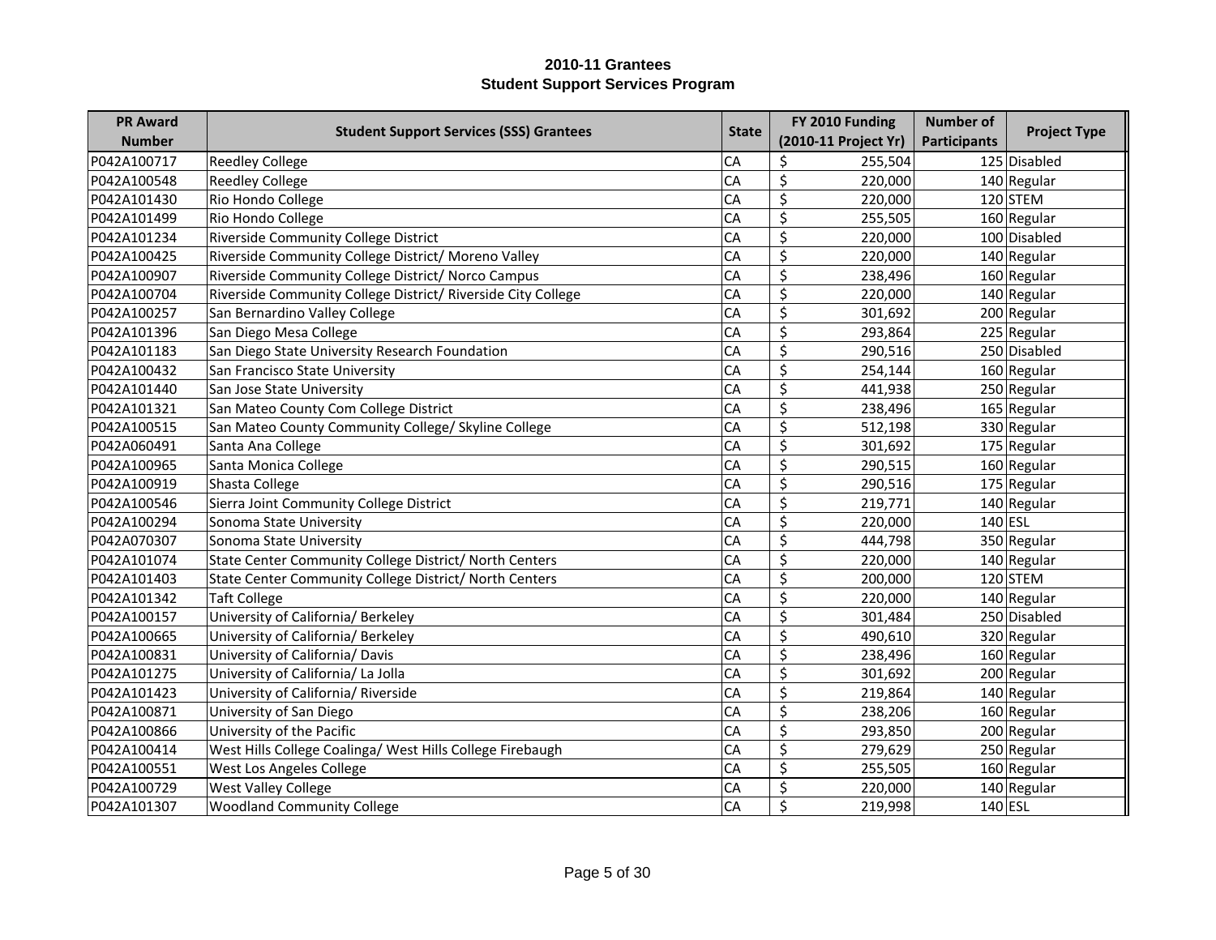**2010-11 Grantees**
**Student Support Services Program**

| PR Award Number | Student Support Services (SSS) Grantees | State | FY 2010 Funding (2010-11 Project Yr) | Number of Participants | Project Type |
|---|---|---|---|---|---|
| P042A100717 | Reedley College | CA | $ 255,504 | 125 | Disabled |
| P042A100548 | Reedley College | CA | $ 220,000 | 140 | Regular |
| P042A101430 | Rio Hondo College | CA | $ 220,000 | 120 | STEM |
| P042A101499 | Rio Hondo College | CA | $ 255,505 | 160 | Regular |
| P042A101234 | Riverside Community College District | CA | $ 220,000 | 100 | Disabled |
| P042A100425 | Riverside Community College District/ Moreno Valley | CA | $ 220,000 | 140 | Regular |
| P042A100907 | Riverside Community College District/ Norco Campus | CA | $ 238,496 | 160 | Regular |
| P042A100704 | Riverside Community College District/ Riverside City College | CA | $ 220,000 | 140 | Regular |
| P042A100257 | San Bernardino Valley College | CA | $ 301,692 | 200 | Regular |
| P042A101396 | San Diego Mesa College | CA | $ 293,864 | 225 | Regular |
| P042A101183 | San Diego State University Research Foundation | CA | $ 290,516 | 250 | Disabled |
| P042A100432 | San Francisco State University | CA | $ 254,144 | 160 | Regular |
| P042A101440 | San Jose State University | CA | $ 441,938 | 250 | Regular |
| P042A101321 | San Mateo County Com College District | CA | $ 238,496 | 165 | Regular |
| P042A100515 | San Mateo County Community College/ Skyline College | CA | $ 512,198 | 330 | Regular |
| P042A060491 | Santa Ana College | CA | $ 301,692 | 175 | Regular |
| P042A100965 | Santa Monica College | CA | $ 290,515 | 160 | Regular |
| P042A100919 | Shasta College | CA | $ 290,516 | 175 | Regular |
| P042A100546 | Sierra Joint Community College District | CA | $ 219,771 | 140 | Regular |
| P042A100294 | Sonoma State University | CA | $ 220,000 | 140 | ESL |
| P042A070307 | Sonoma State University | CA | $ 444,798 | 350 | Regular |
| P042A101074 | State Center Community College District/ North Centers | CA | $ 220,000 | 140 | Regular |
| P042A101403 | State Center Community College District/ North Centers | CA | $ 200,000 | 120 | STEM |
| P042A101342 | Taft College | CA | $ 220,000 | 140 | Regular |
| P042A100157 | University of California/ Berkeley | CA | $ 301,484 | 250 | Disabled |
| P042A100665 | University of California/ Berkeley | CA | $ 490,610 | 320 | Regular |
| P042A100831 | University of California/ Davis | CA | $ 238,496 | 160 | Regular |
| P042A101275 | University of California/ La Jolla | CA | $ 301,692 | 200 | Regular |
| P042A101423 | University of California/ Riverside | CA | $ 219,864 | 140 | Regular |
| P042A100871 | University of San Diego | CA | $ 238,206 | 160 | Regular |
| P042A100866 | University of the Pacific | CA | $ 293,850 | 200 | Regular |
| P042A100414 | West Hills College Coalinga/ West Hills College Firebaugh | CA | $ 279,629 | 250 | Regular |
| P042A100551 | West Los Angeles College | CA | $ 255,505 | 160 | Regular |
| P042A100729 | West Valley College | CA | $ 220,000 | 140 | Regular |
| P042A101307 | Woodland Community College | CA | $ 219,998 | 140 | ESL |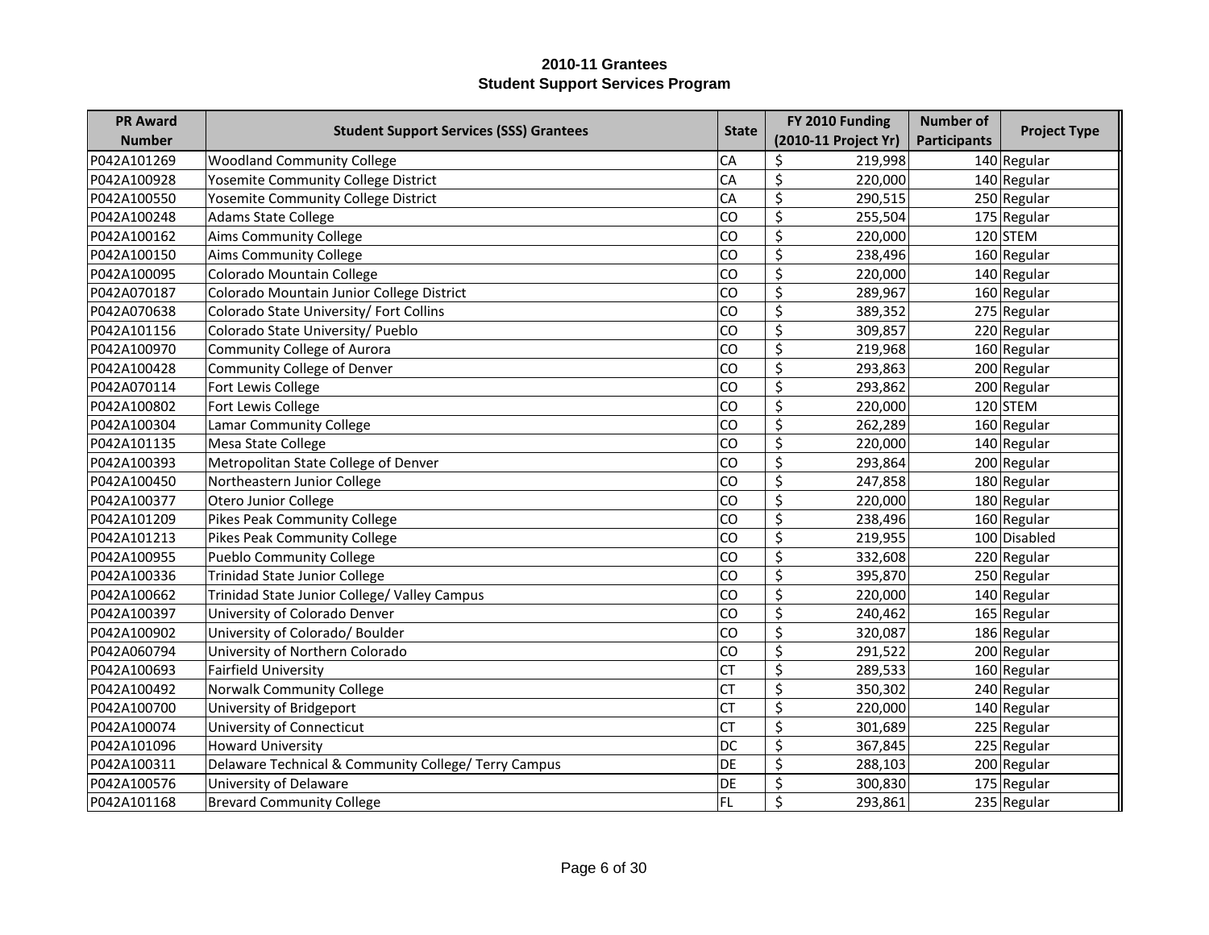# 2010-11 Grantees
## Student Support Services Program

| PR Award Number | Student Support Services (SSS) Grantees | State | FY 2010 Funding (2010-11 Project Yr) | Number of Participants | Project Type |
|---|---|---|---|---|---|
| P042A101269 | Woodland Community College | CA | $ 219,998 | 140 | Regular |
| P042A100928 | Yosemite Community College District | CA | $ 220,000 | 140 | Regular |
| P042A100550 | Yosemite Community College District | CA | $ 290,515 | 250 | Regular |
| P042A100248 | Adams State College | CO | $ 255,504 | 175 | Regular |
| P042A100162 | Aims Community College | CO | $ 220,000 | 120 | STEM |
| P042A100150 | Aims Community College | CO | $ 238,496 | 160 | Regular |
| P042A100095 | Colorado Mountain College | CO | $ 220,000 | 140 | Regular |
| P042A070187 | Colorado Mountain Junior College District | CO | $ 289,967 | 160 | Regular |
| P042A070638 | Colorado State University/ Fort Collins | CO | $ 389,352 | 275 | Regular |
| P042A101156 | Colorado State University/ Pueblo | CO | $ 309,857 | 220 | Regular |
| P042A100970 | Community College of Aurora | CO | $ 219,968 | 160 | Regular |
| P042A100428 | Community College of Denver | CO | $ 293,863 | 200 | Regular |
| P042A070114 | Fort Lewis College | CO | $ 293,862 | 200 | Regular |
| P042A100802 | Fort Lewis College | CO | $ 220,000 | 120 | STEM |
| P042A100304 | Lamar Community College | CO | $ 262,289 | 160 | Regular |
| P042A101135 | Mesa State College | CO | $ 220,000 | 140 | Regular |
| P042A100393 | Metropolitan State College of Denver | CO | $ 293,864 | 200 | Regular |
| P042A100450 | Northeastern Junior College | CO | $ 247,858 | 180 | Regular |
| P042A100377 | Otero Junior College | CO | $ 220,000 | 180 | Regular |
| P042A101209 | Pikes Peak Community College | CO | $ 238,496 | 160 | Regular |
| P042A101213 | Pikes Peak Community College | CO | $ 219,955 | 100 | Disabled |
| P042A100955 | Pueblo Community College | CO | $ 332,608 | 220 | Regular |
| P042A100336 | Trinidad State Junior College | CO | $ 395,870 | 250 | Regular |
| P042A100662 | Trinidad State Junior College/ Valley Campus | CO | $ 220,000 | 140 | Regular |
| P042A100397 | University of Colorado Denver | CO | $ 240,462 | 165 | Regular |
| P042A100902 | University of Colorado/ Boulder | CO | $ 320,087 | 186 | Regular |
| P042A060794 | University of Northern Colorado | CO | $ 291,522 | 200 | Regular |
| P042A100693 | Fairfield University | CT | $ 289,533 | 160 | Regular |
| P042A100492 | Norwalk Community College | CT | $ 350,302 | 240 | Regular |
| P042A100700 | University of Bridgeport | CT | $ 220,000 | 140 | Regular |
| P042A100074 | University of Connecticut | CT | $ 301,689 | 225 | Regular |
| P042A101096 | Howard University | DC | $ 367,845 | 225 | Regular |
| P042A100311 | Delaware Technical & Community College/ Terry Campus | DE | $ 288,103 | 200 | Regular |
| P042A100576 | University of Delaware | DE | $ 300,830 | 175 | Regular |
| P042A101168 | Brevard Community College | FL | $ 293,861 | 235 | Regular |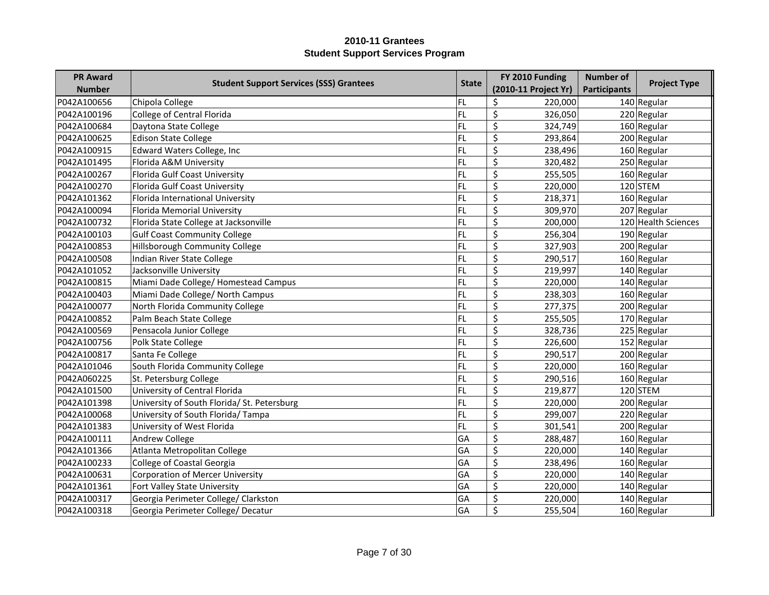# 2010-11 Grantees
## Student Support Services Program

| PR Award Number | Student Support Services (SSS) Grantees | State | FY 2010 Funding (2010-11 Project Yr) | Number of Participants | Project Type |
|---|---|---|---|---|---|
| P042A100656 | Chipola College | FL | $ 220,000 | 140 | Regular |
| P042A100196 | College of Central Florida | FL | $ 326,050 | 220 | Regular |
| P042A100684 | Daytona State College | FL | $ 324,749 | 160 | Regular |
| P042A100625 | Edison State College | FL | $ 293,864 | 200 | Regular |
| P042A100915 | Edward Waters College, Inc | FL | $ 238,496 | 160 | Regular |
| P042A101495 | Florida A&M University | FL | $ 320,482 | 250 | Regular |
| P042A100267 | Florida Gulf Coast University | FL | $ 255,505 | 160 | Regular |
| P042A100270 | Florida Gulf Coast University | FL | $ 220,000 | 120 | STEM |
| P042A101362 | Florida International University | FL | $ 218,371 | 160 | Regular |
| P042A100094 | Florida Memorial University | FL | $ 309,970 | 207 | Regular |
| P042A100732 | Florida State College at Jacksonville | FL | $ 200,000 | 120 | Health Sciences |
| P042A100103 | Gulf Coast Community College | FL | $ 256,304 | 190 | Regular |
| P042A100853 | Hillsborough Community College | FL | $ 327,903 | 200 | Regular |
| P042A100508 | Indian River State College | FL | $ 290,517 | 160 | Regular |
| P042A101052 | Jacksonville University | FL | $ 219,997 | 140 | Regular |
| P042A100815 | Miami Dade College/ Homestead Campus | FL | $ 220,000 | 140 | Regular |
| P042A100403 | Miami Dade College/ North Campus | FL | $ 238,303 | 160 | Regular |
| P042A100077 | North Florida Community College | FL | $ 277,375 | 200 | Regular |
| P042A100852 | Palm Beach State College | FL | $ 255,505 | 170 | Regular |
| P042A100569 | Pensacola Junior College | FL | $ 328,736 | 225 | Regular |
| P042A100756 | Polk State College | FL | $ 226,600 | 152 | Regular |
| P042A100817 | Santa Fe College | FL | $ 290,517 | 200 | Regular |
| P042A101046 | South Florida Community College | FL | $ 220,000 | 160 | Regular |
| P042A060225 | St. Petersburg College | FL | $ 290,516 | 160 | Regular |
| P042A101500 | University of Central Florida | FL | $ 219,877 | 120 | STEM |
| P042A101398 | University of South Florida/ St. Petersburg | FL | $ 220,000 | 200 | Regular |
| P042A100068 | University of South Florida/ Tampa | FL | $ 299,007 | 220 | Regular |
| P042A101383 | University of West Florida | FL | $ 301,541 | 200 | Regular |
| P042A100111 | Andrew College | GA | $ 288,487 | 160 | Regular |
| P042A101366 | Atlanta Metropolitan College | GA | $ 220,000 | 140 | Regular |
| P042A100233 | College of Coastal Georgia | GA | $ 238,496 | 160 | Regular |
| P042A100631 | Corporation of Mercer University | GA | $ 220,000 | 140 | Regular |
| P042A101361 | Fort Valley State University | GA | $ 220,000 | 140 | Regular |
| P042A100317 | Georgia Perimeter College/ Clarkston | GA | $ 220,000 | 140 | Regular |
| P042A100318 | Georgia Perimeter College/ Decatur | GA | $ 255,504 | 160 | Regular |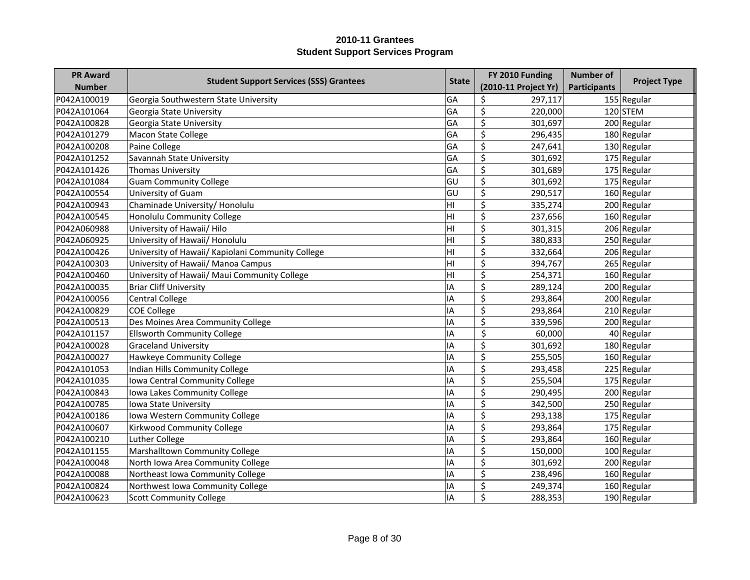# 2010-11 Grantees
## Student Support Services Program

| PR Award Number | Student Support Services (SSS) Grantees | State | FY 2010 Funding (2010-11 Project Yr) | Number of Participants | Project Type |
|---|---|---|---|---|---|
| P042A100019 | Georgia Southwestern State University | GA | $ 297,117 | 155 | Regular |
| P042A101064 | Georgia State University | GA | $ 220,000 | 120 | STEM |
| P042A100828 | Georgia State University | GA | $ 301,697 | 200 | Regular |
| P042A101279 | Macon State College | GA | $ 296,435 | 180 | Regular |
| P042A100208 | Paine College | GA | $ 247,641 | 130 | Regular |
| P042A101252 | Savannah State University | GA | $ 301,692 | 175 | Regular |
| P042A101426 | Thomas University | GA | $ 301,689 | 175 | Regular |
| P042A101084 | Guam Community College | GU | $ 301,692 | 175 | Regular |
| P042A100554 | University of Guam | GU | $ 290,517 | 160 | Regular |
| P042A100943 | Chaminade University/ Honolulu | HI | $ 335,274 | 200 | Regular |
| P042A100545 | Honolulu Community College | HI | $ 237,656 | 160 | Regular |
| P042A060988 | University of Hawaii/ Hilo | HI | $ 301,315 | 206 | Regular |
| P042A060925 | University of Hawaii/ Honolulu | HI | $ 380,833 | 250 | Regular |
| P042A100426 | University of Hawaii/ Kapiolani Community College | HI | $ 332,664 | 206 | Regular |
| P042A100303 | University of Hawaii/ Manoa Campus | HI | $ 394,767 | 265 | Regular |
| P042A100460 | University of Hawaii/ Maui Community College | HI | $ 254,371 | 160 | Regular |
| P042A100035 | Briar Cliff University | IA | $ 289,124 | 200 | Regular |
| P042A100056 | Central College | IA | $ 293,864 | 200 | Regular |
| P042A100829 | COE College | IA | $ 293,864 | 210 | Regular |
| P042A100513 | Des Moines Area Community College | IA | $ 339,596 | 200 | Regular |
| P042A101157 | Ellsworth Community College | IA | $ 60,000 | 40 | Regular |
| P042A100028 | Graceland University | IA | $ 301,692 | 180 | Regular |
| P042A100027 | Hawkeye Community College | IA | $ 255,505 | 160 | Regular |
| P042A101053 | Indian Hills Community College | IA | $ 293,458 | 225 | Regular |
| P042A101035 | Iowa Central Community College | IA | $ 255,504 | 175 | Regular |
| P042A100843 | Iowa Lakes Community College | IA | $ 290,495 | 200 | Regular |
| P042A100785 | Iowa State University | IA | $ 342,500 | 250 | Regular |
| P042A100186 | Iowa Western Community College | IA | $ 293,138 | 175 | Regular |
| P042A100607 | Kirkwood Community College | IA | $ 293,864 | 175 | Regular |
| P042A100210 | Luther College | IA | $ 293,864 | 160 | Regular |
| P042A101155 | Marshalltown Community College | IA | $ 150,000 | 100 | Regular |
| P042A100048 | North Iowa Area Community College | IA | $ 301,692 | 200 | Regular |
| P042A100088 | Northeast Iowa Community College | IA | $ 238,496 | 160 | Regular |
| P042A100824 | Northwest Iowa Community College | IA | $ 249,374 | 160 | Regular |
| P042A100623 | Scott Community College | IA | $ 288,353 | 190 | Regular |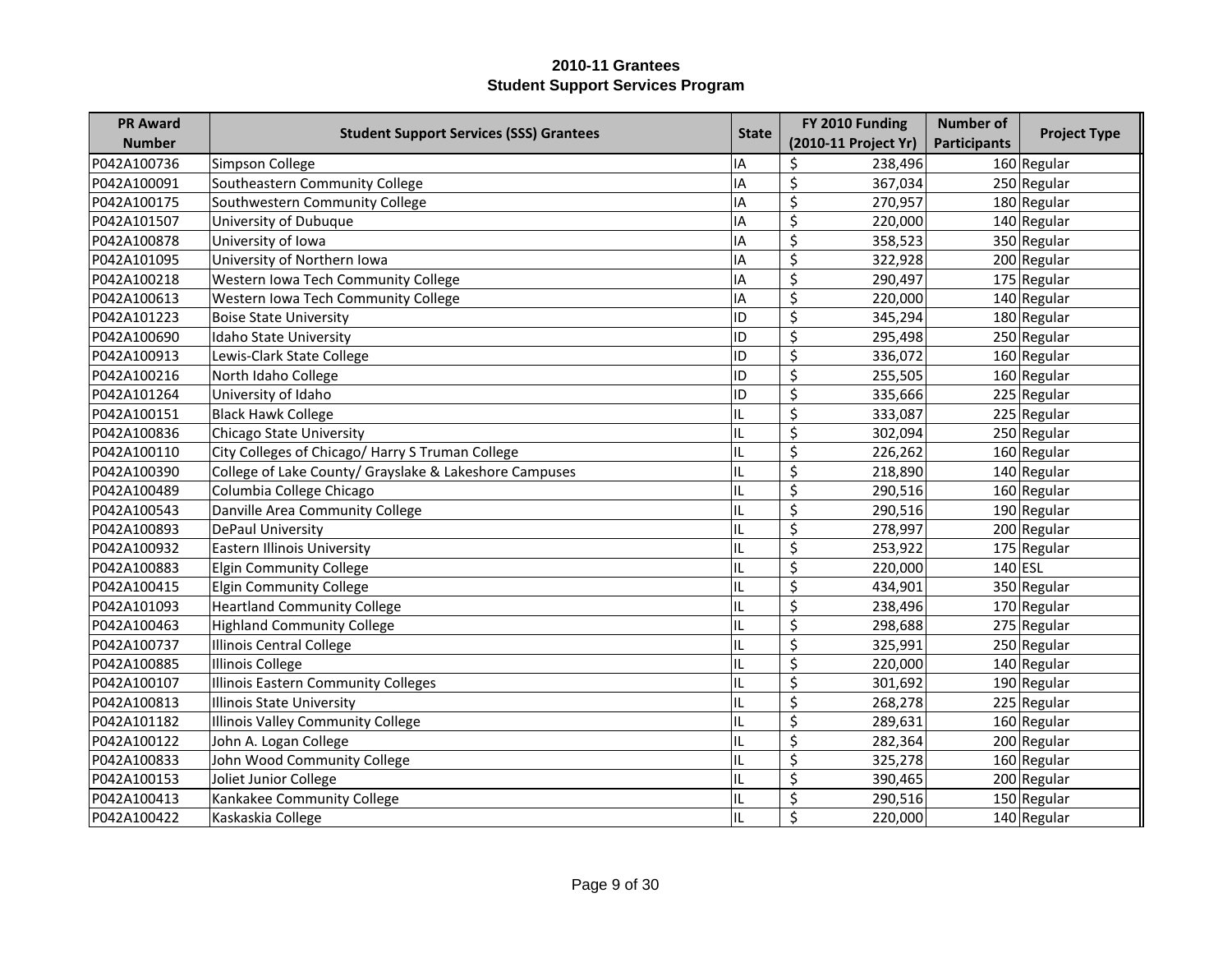# 2010-11 Grantees
## Student Support Services Program

| PR Award Number | Student Support Services (SSS) Grantees | State | FY 2010 Funding (2010-11 Project Yr) | Number of Participants | Project Type |
|---|---|---|---|---|---|
| P042A100736 | Simpson College | IA | $ 238,496 | 160 | Regular |
| P042A100091 | Southeastern Community College | IA | $ 367,034 | 250 | Regular |
| P042A100175 | Southwestern Community College | IA | $ 270,957 | 180 | Regular |
| P042A101507 | University of Dubuque | IA | $ 220,000 | 140 | Regular |
| P042A100878 | University of Iowa | IA | $ 358,523 | 350 | Regular |
| P042A101095 | University of Northern Iowa | IA | $ 322,928 | 200 | Regular |
| P042A100218 | Western Iowa Tech Community College | IA | $ 290,497 | 175 | Regular |
| P042A100613 | Western Iowa Tech Community College | IA | $ 220,000 | 140 | Regular |
| P042A101223 | Boise State University | ID | $ 345,294 | 180 | Regular |
| P042A100690 | Idaho State University | ID | $ 295,498 | 250 | Regular |
| P042A100913 | Lewis-Clark State College | ID | $ 336,072 | 160 | Regular |
| P042A100216 | North Idaho College | ID | $ 255,505 | 160 | Regular |
| P042A101264 | University of Idaho | ID | $ 335,666 | 225 | Regular |
| P042A100151 | Black Hawk College | IL | $ 333,087 | 225 | Regular |
| P042A100836 | Chicago State University | IL | $ 302,094 | 250 | Regular |
| P042A100110 | City Colleges of Chicago/ Harry S Truman College | IL | $ 226,262 | 160 | Regular |
| P042A100390 | College of Lake County/ Grayslake & Lakeshore Campuses | IL | $ 218,890 | 140 | Regular |
| P042A100489 | Columbia College Chicago | IL | $ 290,516 | 160 | Regular |
| P042A100543 | Danville Area Community College | IL | $ 290,516 | 190 | Regular |
| P042A100893 | DePaul University | IL | $ 278,997 | 200 | Regular |
| P042A100932 | Eastern Illinois University | IL | $ 253,922 | 175 | Regular |
| P042A100883 | Elgin Community College | IL | $ 220,000 | 140 | ESL |
| P042A100415 | Elgin Community College | IL | $ 434,901 | 350 | Regular |
| P042A101093 | Heartland Community College | IL | $ 238,496 | 170 | Regular |
| P042A100463 | Highland Community College | IL | $ 298,688 | 275 | Regular |
| P042A100737 | Illinois Central College | IL | $ 325,991 | 250 | Regular |
| P042A100885 | Illinois College | IL | $ 220,000 | 140 | Regular |
| P042A100107 | Illinois Eastern Community Colleges | IL | $ 301,692 | 190 | Regular |
| P042A100813 | Illinois State University | IL | $ 268,278 | 225 | Regular |
| P042A101182 | Illinois Valley Community College | IL | $ 289,631 | 160 | Regular |
| P042A100122 | John A. Logan College | IL | $ 282,364 | 200 | Regular |
| P042A100833 | John Wood Community College | IL | $ 325,278 | 160 | Regular |
| P042A100153 | Joliet Junior College | IL | $ 390,465 | 200 | Regular |
| P042A100413 | Kankakee Community College | IL | $ 290,516 | 150 | Regular |
| P042A100422 | Kaskaskia College | IL | $ 220,000 | 140 | Regular |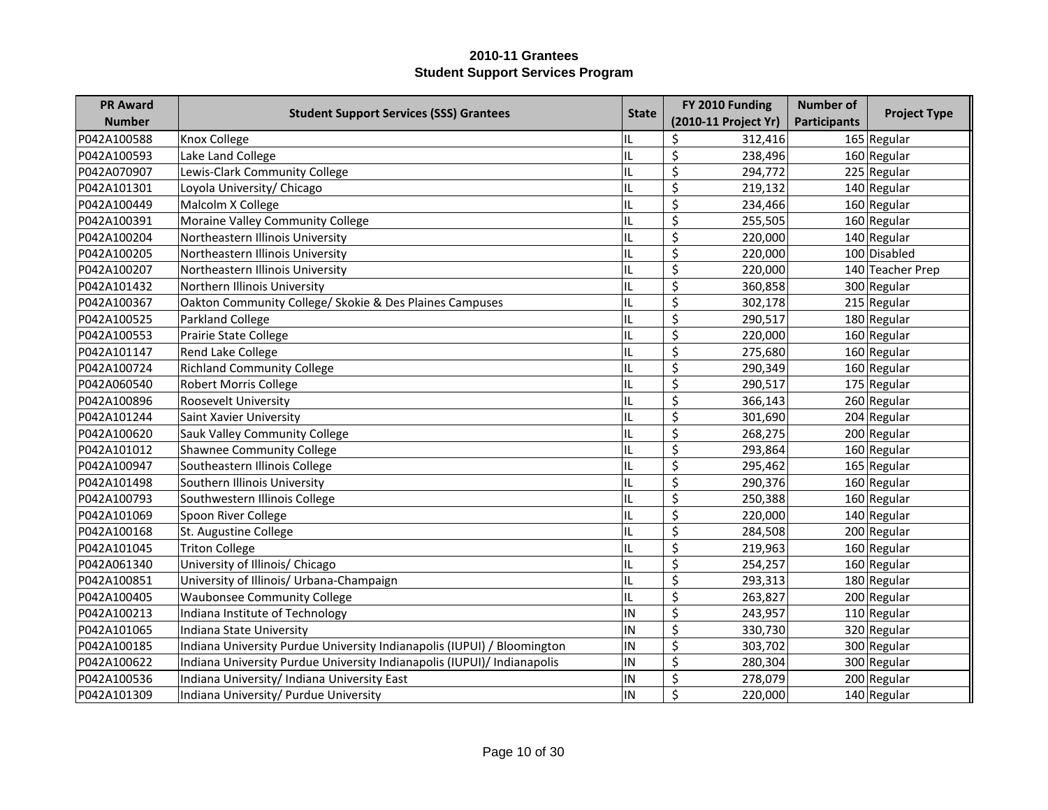# 2010-11 Grantees
## Student Support Services Program

| PR Award Number | Student Support Services (SSS) Grantees | State | FY 2010 Funding (2010-11 Project Yr) | Number of Participants | Project Type |
|---|---|---|---|---|---|
| P042A100588 | Knox College | IL | $ 312,416 | 165 | Regular |
| P042A100593 | Lake Land College | IL | $ 238,496 | 160 | Regular |
| P042A070907 | Lewis-Clark Community College | IL | $ 294,772 | 225 | Regular |
| P042A101301 | Loyola University/ Chicago | IL | $ 219,132 | 140 | Regular |
| P042A100449 | Malcolm X College | IL | $ 234,466 | 160 | Regular |
| P042A100391 | Moraine Valley Community College | IL | $ 255,505 | 160 | Regular |
| P042A100204 | Northeastern Illinois University | IL | $ 220,000 | 140 | Regular |
| P042A100205 | Northeastern Illinois University | IL | $ 220,000 | 100 | Disabled |
| P042A100207 | Northeastern Illinois University | IL | $ 220,000 | 140 | Teacher Prep |
| P042A101432 | Northern Illinois University | IL | $ 360,858 | 300 | Regular |
| P042A100367 | Oakton Community College/ Skokie & Des Plaines Campuses | IL | $ 302,178 | 215 | Regular |
| P042A100525 | Parkland College | IL | $ 290,517 | 180 | Regular |
| P042A100553 | Prairie State College | IL | $ 220,000 | 160 | Regular |
| P042A101147 | Rend Lake College | IL | $ 275,680 | 160 | Regular |
| P042A100724 | Richland Community College | IL | $ 290,349 | 160 | Regular |
| P042A060540 | Robert Morris College | IL | $ 290,517 | 175 | Regular |
| P042A100896 | Roosevelt University | IL | $ 366,143 | 260 | Regular |
| P042A101244 | Saint Xavier University | IL | $ 301,690 | 204 | Regular |
| P042A100620 | Sauk Valley Community College | IL | $ 268,275 | 200 | Regular |
| P042A101012 | Shawnee Community College | IL | $ 293,864 | 160 | Regular |
| P042A100947 | Southeastern Illinois College | IL | $ 295,462 | 165 | Regular |
| P042A101498 | Southern Illinois University | IL | $ 290,376 | 160 | Regular |
| P042A100793 | Southwestern Illinois College | IL | $ 250,388 | 160 | Regular |
| P042A101069 | Spoon River College | IL | $ 220,000 | 140 | Regular |
| P042A100168 | St. Augustine College | IL | $ 284,508 | 200 | Regular |
| P042A101045 | Triton College | IL | $ 219,963 | 160 | Regular |
| P042A061340 | University of Illinois/ Chicago | IL | $ 254,257 | 160 | Regular |
| P042A100851 | University of Illinois/ Urbana-Champaign | IL | $ 293,313 | 180 | Regular |
| P042A100405 | Waubonsee Community College | IL | $ 263,827 | 200 | Regular |
| P042A100213 | Indiana Institute of Technology | IN | $ 243,957 | 110 | Regular |
| P042A101065 | Indiana State University | IN | $ 330,730 | 320 | Regular |
| P042A100185 | Indiana University Purdue University Indianapolis (IUPUI) / Bloomington | IN | $ 303,702 | 300 | Regular |
| P042A100622 | Indiana University Purdue University Indianapolis (IUPUI)/ Indianapolis | IN | $ 280,304 | 300 | Regular |
| P042A100536 | Indiana University/ Indiana University East | IN | $ 278,079 | 200 | Regular |
| P042A101309 | Indiana University/ Purdue University | IN | $ 220,000 | 140 | Regular |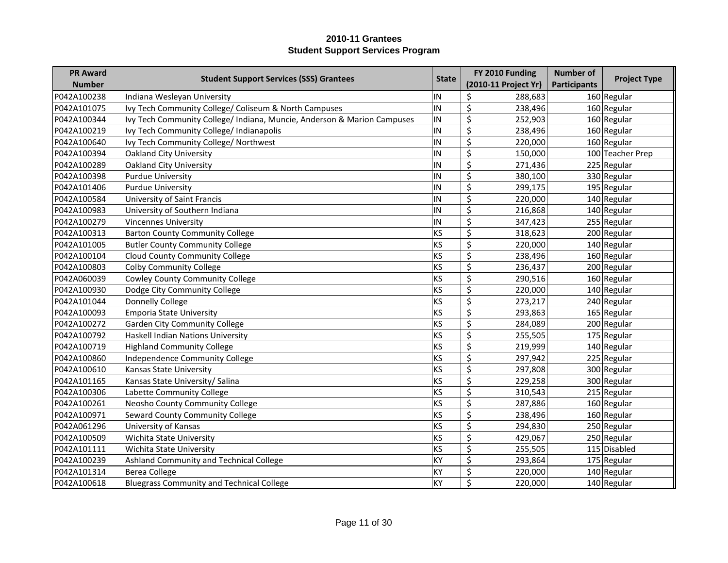# 2010-11 Grantees
## Student Support Services Program

| PR Award Number | Student Support Services (SSS) Grantees | State | FY 2010 Funding (2010-11 Project Yr) | Number of Participants | Project Type |
|---|---|---|---|---|---|
| P042A100238 | Indiana Wesleyan University | IN | $ 288,683 | 160 | Regular |
| P042A101075 | Ivy Tech Community College/ Coliseum & North Campuses | IN | $ 238,496 | 160 | Regular |
| P042A100344 | Ivy Tech Community College/ Indiana, Muncie, Anderson & Marion Campuses | IN | $ 252,903 | 160 | Regular |
| P042A100219 | Ivy Tech Community College/ Indianapolis | IN | $ 238,496 | 160 | Regular |
| P042A100640 | Ivy Tech Community College/ Northwest | IN | $ 220,000 | 160 | Regular |
| P042A100394 | Oakland City University | IN | $ 150,000 | 100 | Teacher Prep |
| P042A100289 | Oakland City University | IN | $ 271,436 | 225 | Regular |
| P042A100398 | Purdue University | IN | $ 380,100 | 330 | Regular |
| P042A101406 | Purdue University | IN | $ 299,175 | 195 | Regular |
| P042A100584 | University of Saint Francis | IN | $ 220,000 | 140 | Regular |
| P042A100983 | University of Southern Indiana | IN | $ 216,868 | 140 | Regular |
| P042A100279 | Vincennes University | IN | $ 347,423 | 255 | Regular |
| P042A100313 | Barton County Community College | KS | $ 318,623 | 200 | Regular |
| P042A101005 | Butler County Community College | KS | $ 220,000 | 140 | Regular |
| P042A100104 | Cloud County Community College | KS | $ 238,496 | 160 | Regular |
| P042A100803 | Colby Community College | KS | $ 236,437 | 200 | Regular |
| P042A060039 | Cowley County Community College | KS | $ 290,516 | 160 | Regular |
| P042A100930 | Dodge City Community College | KS | $ 220,000 | 140 | Regular |
| P042A101044 | Donnelly College | KS | $ 273,217 | 240 | Regular |
| P042A100093 | Emporia State University | KS | $ 293,863 | 165 | Regular |
| P042A100272 | Garden City Community College | KS | $ 284,089 | 200 | Regular |
| P042A100792 | Haskell Indian Nations University | KS | $ 255,505 | 175 | Regular |
| P042A100719 | Highland Community College | KS | $ 219,999 | 140 | Regular |
| P042A100860 | Independence Community College | KS | $ 297,942 | 225 | Regular |
| P042A100610 | Kansas State University | KS | $ 297,808 | 300 | Regular |
| P042A101165 | Kansas State University/ Salina | KS | $ 229,258 | 300 | Regular |
| P042A100306 | Labette Community College | KS | $ 310,543 | 215 | Regular |
| P042A100261 | Neosho County Community College | KS | $ 287,886 | 160 | Regular |
| P042A100971 | Seward County Community College | KS | $ 238,496 | 160 | Regular |
| P042A061296 | University of Kansas | KS | $ 294,830 | 250 | Regular |
| P042A100509 | Wichita State University | KS | $ 429,067 | 250 | Regular |
| P042A101111 | Wichita State University | KS | $ 255,505 | 115 | Disabled |
| P042A100239 | Ashland Community and Technical College | KY | $ 293,864 | 175 | Regular |
| P042A101314 | Berea College | KY | $ 220,000 | 140 | Regular |
| P042A100618 | Bluegrass Community and Technical College | KY | $ 220,000 | 140 | Regular |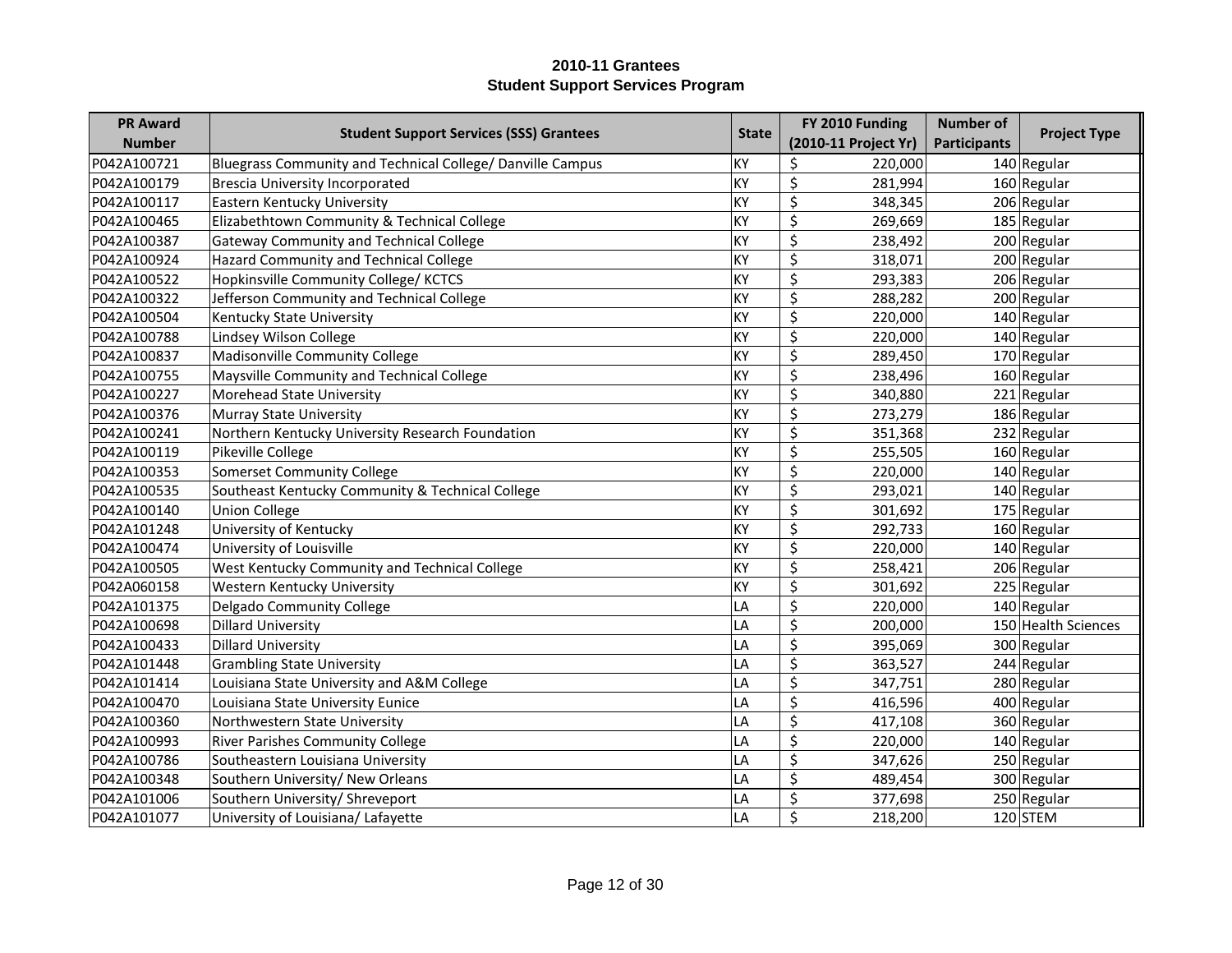# 2010-11 Grantees
## Student Support Services Program

| PR Award Number | Student Support Services (SSS) Grantees | State | FY 2010 Funding (2010-11 Project Yr) | Number of Participants | Project Type |
|---|---|---|---|---|---|
| P042A100721 | Bluegrass Community and Technical College/ Danville Campus | KY | $ 220,000 | 140 | Regular |
| P042A100179 | Brescia University Incorporated | KY | $ 281,994 | 160 | Regular |
| P042A100117 | Eastern Kentucky University | KY | $ 348,345 | 206 | Regular |
| P042A100465 | Elizabethtown Community & Technical College | KY | $ 269,669 | 185 | Regular |
| P042A100387 | Gateway Community and Technical College | KY | $ 238,492 | 200 | Regular |
| P042A100924 | Hazard Community and Technical College | KY | $ 318,071 | 200 | Regular |
| P042A100522 | Hopkinsville Community College/ KCTCS | KY | $ 293,383 | 206 | Regular |
| P042A100322 | Jefferson Community and Technical College | KY | $ 288,282 | 200 | Regular |
| P042A100504 | Kentucky State University | KY | $ 220,000 | 140 | Regular |
| P042A100788 | Lindsey Wilson College | KY | $ 220,000 | 140 | Regular |
| P042A100837 | Madisonville Community College | KY | $ 289,450 | 170 | Regular |
| P042A100755 | Maysville Community and Technical College | KY | $ 238,496 | 160 | Regular |
| P042A100227 | Morehead State University | KY | $ 340,880 | 221 | Regular |
| P042A100376 | Murray State University | KY | $ 273,279 | 186 | Regular |
| P042A100241 | Northern Kentucky University Research Foundation | KY | $ 351,368 | 232 | Regular |
| P042A100119 | Pikeville College | KY | $ 255,505 | 160 | Regular |
| P042A100353 | Somerset Community College | KY | $ 220,000 | 140 | Regular |
| P042A100535 | Southeast Kentucky Community & Technical College | KY | $ 293,021 | 140 | Regular |
| P042A100140 | Union College | KY | $ 301,692 | 175 | Regular |
| P042A101248 | University of Kentucky | KY | $ 292,733 | 160 | Regular |
| P042A100474 | University of Louisville | KY | $ 220,000 | 140 | Regular |
| P042A100505 | West Kentucky Community and Technical College | KY | $ 258,421 | 206 | Regular |
| P042A060158 | Western Kentucky University | KY | $ 301,692 | 225 | Regular |
| P042A101375 | Delgado Community College | LA | $ 220,000 | 140 | Regular |
| P042A100698 | Dillard University | LA | $ 200,000 | 150 | Health Sciences |
| P042A100433 | Dillard University | LA | $ 395,069 | 300 | Regular |
| P042A101448 | Grambling State University | LA | $ 363,527 | 244 | Regular |
| P042A101414 | Louisiana State University and A&M College | LA | $ 347,751 | 280 | Regular |
| P042A100470 | Louisiana State University Eunice | LA | $ 416,596 | 400 | Regular |
| P042A100360 | Northwestern State University | LA | $ 417,108 | 360 | Regular |
| P042A100993 | River Parishes Community College | LA | $ 220,000 | 140 | Regular |
| P042A100786 | Southeastern Louisiana University | LA | $ 347,626 | 250 | Regular |
| P042A100348 | Southern University/ New Orleans | LA | $ 489,454 | 300 | Regular |
| P042A101006 | Southern University/ Shreveport | LA | $ 377,698 | 250 | Regular |
| P042A101077 | University of Louisiana/ Lafayette | LA | $ 218,200 | 120 | STEM |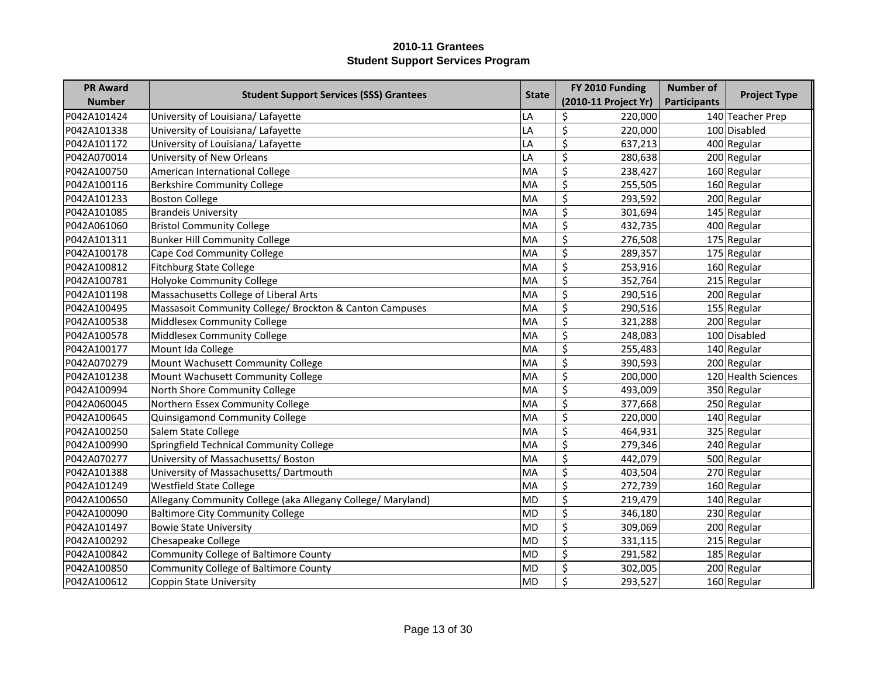**2010-11 Grantees**
**Student Support Services Program**

| PR Award Number | Student Support Services (SSS) Grantees | State | FY 2010 Funding (2010-11 Project Yr) | Number of Participants | Project Type |
|---|---|---|---|---|---|
| P042A101424 | University of Louisiana/ Lafayette | LA | $ 220,000 | 140 | Teacher Prep |
| P042A101338 | University of Louisiana/ Lafayette | LA | $ 220,000 | 100 | Disabled |
| P042A101172 | University of Louisiana/ Lafayette | LA | $ 637,213 | 400 | Regular |
| P042A070014 | University of New Orleans | LA | $ 280,638 | 200 | Regular |
| P042A100750 | American International College | MA | $ 238,427 | 160 | Regular |
| P042A100116 | Berkshire Community College | MA | $ 255,505 | 160 | Regular |
| P042A101233 | Boston College | MA | $ 293,592 | 200 | Regular |
| P042A101085 | Brandeis University | MA | $ 301,694 | 145 | Regular |
| P042A061060 | Bristol Community College | MA | $ 432,735 | 400 | Regular |
| P042A101311 | Bunker Hill Community College | MA | $ 276,508 | 175 | Regular |
| P042A100178 | Cape Cod Community College | MA | $ 289,357 | 175 | Regular |
| P042A100812 | Fitchburg State College | MA | $ 253,916 | 160 | Regular |
| P042A100781 | Holyoke Community College | MA | $ 352,764 | 215 | Regular |
| P042A101198 | Massachusetts College of Liberal Arts | MA | $ 290,516 | 200 | Regular |
| P042A100495 | Massasoit Community College/ Brockton & Canton Campuses | MA | $ 290,516 | 155 | Regular |
| P042A100538 | Middlesex Community College | MA | $ 321,288 | 200 | Regular |
| P042A100578 | Middlesex Community College | MA | $ 248,083 | 100 | Disabled |
| P042A100177 | Mount Ida College | MA | $ 255,483 | 140 | Regular |
| P042A070279 | Mount Wachusett Community College | MA | $ 390,593 | 200 | Regular |
| P042A101238 | Mount Wachusett Community College | MA | $ 200,000 | 120 | Health Sciences |
| P042A100994 | North Shore Community College | MA | $ 493,009 | 350 | Regular |
| P042A060045 | Northern Essex Community College | MA | $ 377,668 | 250 | Regular |
| P042A100645 | Quinsigamond Community College | MA | $ 220,000 | 140 | Regular |
| P042A100250 | Salem State College | MA | $ 464,931 | 325 | Regular |
| P042A100990 | Springfield Technical Community College | MA | $ 279,346 | 240 | Regular |
| P042A070277 | University of Massachusetts/ Boston | MA | $ 442,079 | 500 | Regular |
| P042A101388 | University of Massachusetts/ Dartmouth | MA | $ 403,504 | 270 | Regular |
| P042A101249 | Westfield State College | MA | $ 272,739 | 160 | Regular |
| P042A100650 | Allegany Community College (aka Allegany College/ Maryland) | MD | $ 219,479 | 140 | Regular |
| P042A100090 | Baltimore City Community College | MD | $ 346,180 | 230 | Regular |
| P042A101497 | Bowie State University | MD | $ 309,069 | 200 | Regular |
| P042A100292 | Chesapeake College | MD | $ 331,115 | 215 | Regular |
| P042A100842 | Community College of Baltimore County | MD | $ 291,582 | 185 | Regular |
| P042A100850 | Community College of Baltimore County | MD | $ 302,005 | 200 | Regular |
| P042A100612 | Coppin State University | MD | $ 293,527 | 160 | Regular |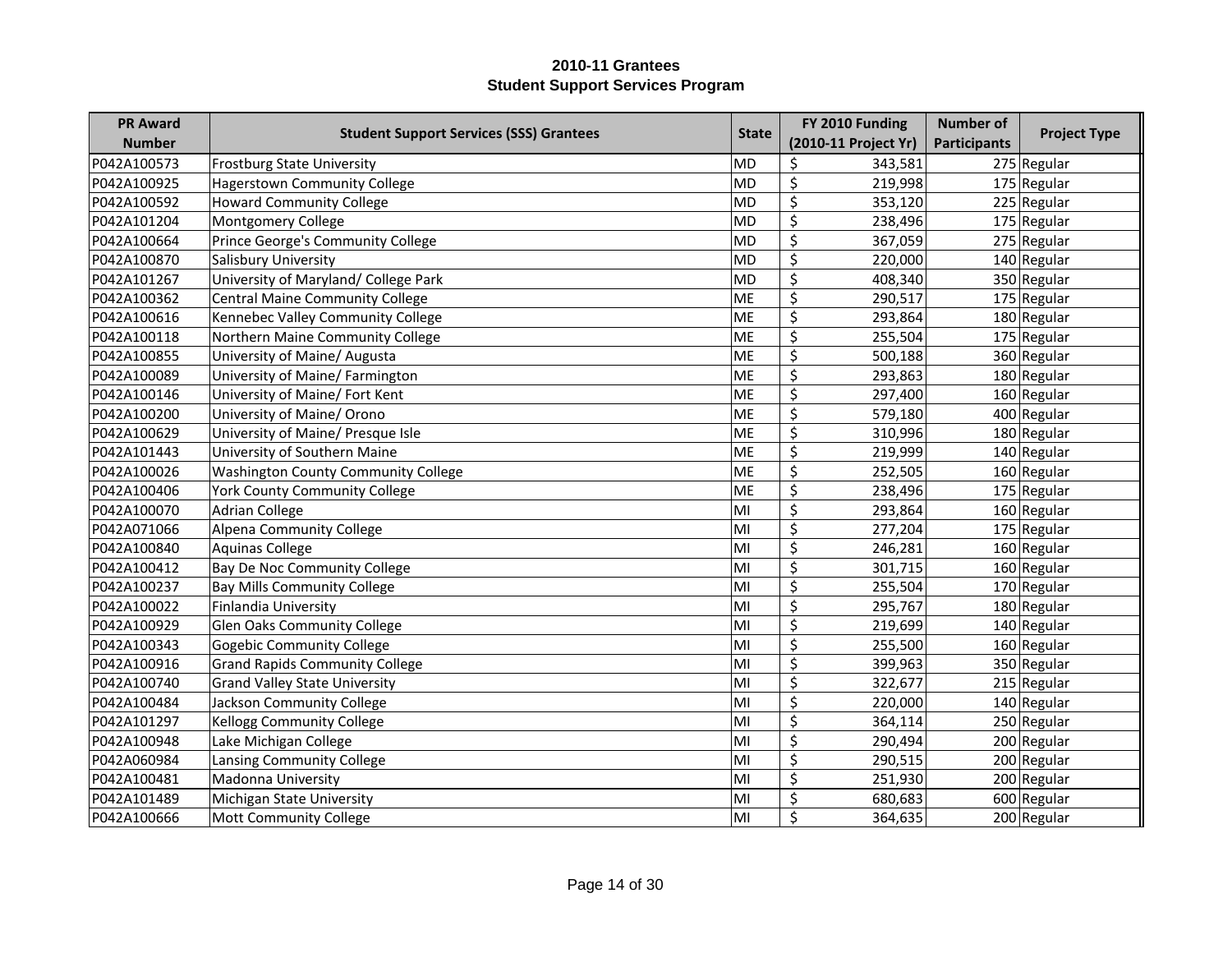**2010-11 Grantees**
**Student Support Services Program**

| PR Award Number | Student Support Services (SSS) Grantees | State | FY 2010 Funding (2010-11 Project Yr) | Number of Participants | Project Type |
|---|---|---|---|---|---|
| P042A100573 | Frostburg State University | MD | $ 343,581 | 275 | Regular |
| P042A100925 | Hagerstown Community College | MD | $ 219,998 | 175 | Regular |
| P042A100592 | Howard Community College | MD | $ 353,120 | 225 | Regular |
| P042A101204 | Montgomery College | MD | $ 238,496 | 175 | Regular |
| P042A100664 | Prince George's Community College | MD | $ 367,059 | 275 | Regular |
| P042A100870 | Salisbury University | MD | $ 220,000 | 140 | Regular |
| P042A101267 | University of Maryland/ College Park | MD | $ 408,340 | 350 | Regular |
| P042A100362 | Central Maine Community College | ME | $ 290,517 | 175 | Regular |
| P042A100616 | Kennebec Valley Community College | ME | $ 293,864 | 180 | Regular |
| P042A100118 | Northern Maine Community College | ME | $ 255,504 | 175 | Regular |
| P042A100855 | University of Maine/ Augusta | ME | $ 500,188 | 360 | Regular |
| P042A100089 | University of Maine/ Farmington | ME | $ 293,863 | 180 | Regular |
| P042A100146 | University of Maine/ Fort Kent | ME | $ 297,400 | 160 | Regular |
| P042A100200 | University of Maine/ Orono | ME | $ 579,180 | 400 | Regular |
| P042A100629 | University of Maine/ Presque Isle | ME | $ 310,996 | 180 | Regular |
| P042A101443 | University of Southern Maine | ME | $ 219,999 | 140 | Regular |
| P042A100026 | Washington County Community College | ME | $ 252,505 | 160 | Regular |
| P042A100406 | York County Community College | ME | $ 238,496 | 175 | Regular |
| P042A100070 | Adrian College | MI | $ 293,864 | 160 | Regular |
| P042A071066 | Alpena Community College | MI | $ 277,204 | 175 | Regular |
| P042A100840 | Aquinas College | MI | $ 246,281 | 160 | Regular |
| P042A100412 | Bay De Noc Community College | MI | $ 301,715 | 160 | Regular |
| P042A100237 | Bay Mills Community College | MI | $ 255,504 | 170 | Regular |
| P042A100022 | Finlandia University | MI | $ 295,767 | 180 | Regular |
| P042A100929 | Glen Oaks Community College | MI | $ 219,699 | 140 | Regular |
| P042A100343 | Gogebic Community College | MI | $ 255,500 | 160 | Regular |
| P042A100916 | Grand Rapids Community College | MI | $ 399,963 | 350 | Regular |
| P042A100740 | Grand Valley State University | MI | $ 322,677 | 215 | Regular |
| P042A100484 | Jackson Community College | MI | $ 220,000 | 140 | Regular |
| P042A101297 | Kellogg Community College | MI | $ 364,114 | 250 | Regular |
| P042A100948 | Lake Michigan College | MI | $ 290,494 | 200 | Regular |
| P042A060984 | Lansing Community College | MI | $ 290,515 | 200 | Regular |
| P042A100481 | Madonna University | MI | $ 251,930 | 200 | Regular |
| P042A101489 | Michigan State University | MI | $ 680,683 | 600 | Regular |
| P042A100666 | Mott Community College | MI | $ 364,635 | 200 | Regular |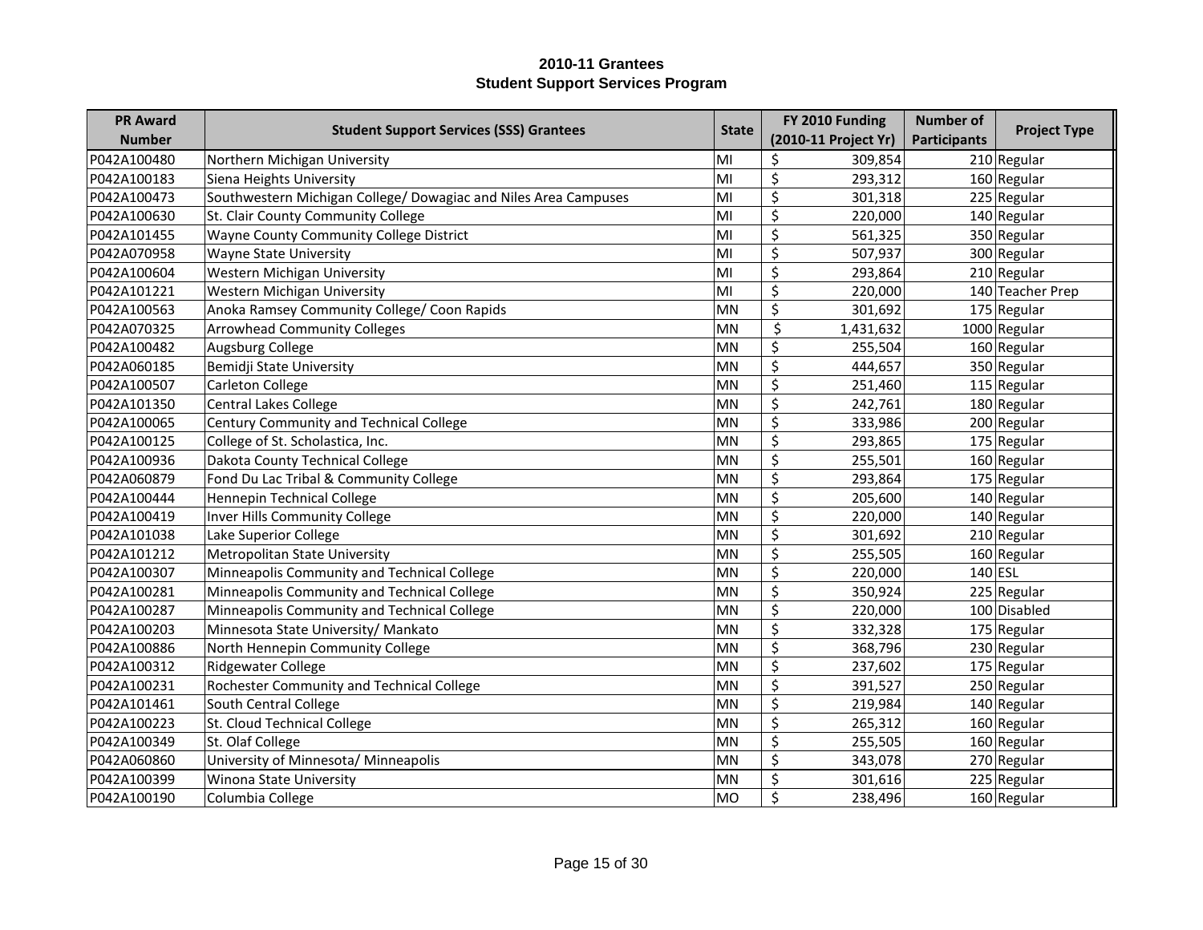**2010-11 Grantees**
**Student Support Services Program**

| PR Award Number | Student Support Services (SSS) Grantees | State | FY 2010 Funding (2010-11 Project Yr) | Number of Participants | Project Type |
|---|---|---|---|---|---|
| P042A100480 | Northern Michigan University | MI | $ 309,854 | 210 | Regular |
| P042A100183 | Siena Heights University | MI | $ 293,312 | 160 | Regular |
| P042A100473 | Southwestern Michigan College/ Dowagiac and Niles Area Campuses | MI | $ 301,318 | 225 | Regular |
| P042A100630 | St. Clair County Community College | MI | $ 220,000 | 140 | Regular |
| P042A101455 | Wayne County Community College District | MI | $ 561,325 | 350 | Regular |
| P042A070958 | Wayne State University | MI | $ 507,937 | 300 | Regular |
| P042A100604 | Western Michigan University | MI | $ 293,864 | 210 | Regular |
| P042A101221 | Western Michigan University | MI | $ 220,000 | 140 | Teacher Prep |
| P042A100563 | Anoka Ramsey Community College/ Coon Rapids | MN | $ 301,692 | 175 | Regular |
| P042A070325 | Arrowhead Community Colleges | MN | $ 1,431,632 | 1000 | Regular |
| P042A100482 | Augsburg College | MN | $ 255,504 | 160 | Regular |
| P042A060185 | Bemidji State University | MN | $ 444,657 | 350 | Regular |
| P042A100507 | Carleton College | MN | $ 251,460 | 115 | Regular |
| P042A101350 | Central Lakes College | MN | $ 242,761 | 180 | Regular |
| P042A100065 | Century Community and Technical College | MN | $ 333,986 | 200 | Regular |
| P042A100125 | College of St. Scholastica, Inc. | MN | $ 293,865 | 175 | Regular |
| P042A100936 | Dakota County Technical College | MN | $ 255,501 | 160 | Regular |
| P042A060879 | Fond Du Lac Tribal & Community College | MN | $ 293,864 | 175 | Regular |
| P042A100444 | Hennepin Technical College | MN | $ 205,600 | 140 | Regular |
| P042A100419 | Inver Hills Community College | MN | $ 220,000 | 140 | Regular |
| P042A101038 | Lake Superior College | MN | $ 301,692 | 210 | Regular |
| P042A101212 | Metropolitan State University | MN | $ 255,505 | 160 | Regular |
| P042A100307 | Minneapolis Community and Technical College | MN | $ 220,000 | 140 | ESL |
| P042A100281 | Minneapolis Community and Technical College | MN | $ 350,924 | 225 | Regular |
| P042A100287 | Minneapolis Community and Technical College | MN | $ 220,000 | 100 | Disabled |
| P042A100203 | Minnesota State University/ Mankato | MN | $ 332,328 | 175 | Regular |
| P042A100886 | North Hennepin Community College | MN | $ 368,796 | 230 | Regular |
| P042A100312 | Ridgewater College | MN | $ 237,602 | 175 | Regular |
| P042A100231 | Rochester Community and Technical College | MN | $ 391,527 | 250 | Regular |
| P042A101461 | South Central College | MN | $ 219,984 | 140 | Regular |
| P042A100223 | St. Cloud Technical College | MN | $ 265,312 | 160 | Regular |
| P042A100349 | St. Olaf College | MN | $ 255,505 | 160 | Regular |
| P042A060860 | University of Minnesota/ Minneapolis | MN | $ 343,078 | 270 | Regular |
| P042A100399 | Winona State University | MN | $ 301,616 | 225 | Regular |
| P042A100190 | Columbia College | MO | $ 238,496 | 160 | Regular |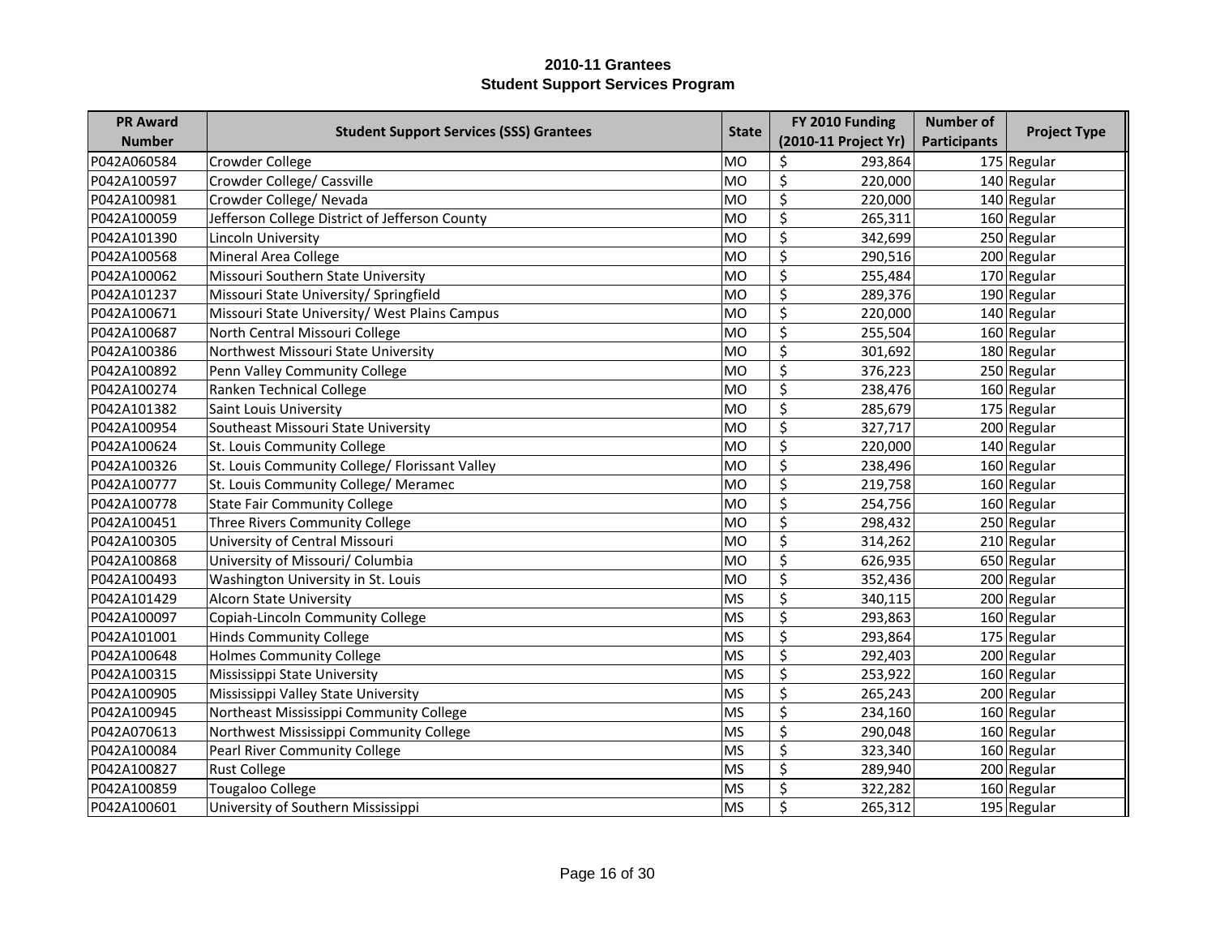# 2010-11 Grantees
## Student Support Services Program

| PR Award Number | Student Support Services (SSS) Grantees | State | FY 2010 Funding (2010-11 Project Yr) | Number of Participants | Project Type |
|---|---|---|---|---|---|
| P042A060584 | Crowder College | MO | $ 293,864 | 175 | Regular |
| P042A100597 | Crowder College/ Cassville | MO | $ 220,000 | 140 | Regular |
| P042A100981 | Crowder College/ Nevada | MO | $ 220,000 | 140 | Regular |
| P042A100059 | Jefferson College District of Jefferson County | MO | $ 265,311 | 160 | Regular |
| P042A101390 | Lincoln University | MO | $ 342,699 | 250 | Regular |
| P042A100568 | Mineral Area College | MO | $ 290,516 | 200 | Regular |
| P042A100062 | Missouri Southern State University | MO | $ 255,484 | 170 | Regular |
| P042A101237 | Missouri State University/ Springfield | MO | $ 289,376 | 190 | Regular |
| P042A100671 | Missouri State University/ West Plains Campus | MO | $ 220,000 | 140 | Regular |
| P042A100687 | North Central Missouri College | MO | $ 255,504 | 160 | Regular |
| P042A100386 | Northwest Missouri State University | MO | $ 301,692 | 180 | Regular |
| P042A100892 | Penn Valley Community College | MO | $ 376,223 | 250 | Regular |
| P042A100274 | Ranken Technical College | MO | $ 238,476 | 160 | Regular |
| P042A101382 | Saint Louis University | MO | $ 285,679 | 175 | Regular |
| P042A100954 | Southeast Missouri State University | MO | $ 327,717 | 200 | Regular |
| P042A100624 | St. Louis Community College | MO | $ 220,000 | 140 | Regular |
| P042A100326 | St. Louis Community College/ Florissant Valley | MO | $ 238,496 | 160 | Regular |
| P042A100777 | St. Louis Community College/ Meramec | MO | $ 219,758 | 160 | Regular |
| P042A100778 | State Fair Community College | MO | $ 254,756 | 160 | Regular |
| P042A100451 | Three Rivers Community College | MO | $ 298,432 | 250 | Regular |
| P042A100305 | University of Central Missouri | MO | $ 314,262 | 210 | Regular |
| P042A100868 | University of Missouri/ Columbia | MO | $ 626,935 | 650 | Regular |
| P042A100493 | Washington University in St. Louis | MO | $ 352,436 | 200 | Regular |
| P042A101429 | Alcorn State University | MS | $ 340,115 | 200 | Regular |
| P042A100097 | Copiah-Lincoln Community College | MS | $ 293,863 | 160 | Regular |
| P042A101001 | Hinds Community College | MS | $ 293,864 | 175 | Regular |
| P042A100648 | Holmes Community College | MS | $ 292,403 | 200 | Regular |
| P042A100315 | Mississippi State University | MS | $ 253,922 | 160 | Regular |
| P042A100905 | Mississippi Valley State University | MS | $ 265,243 | 200 | Regular |
| P042A100945 | Northeast Mississippi Community College | MS | $ 234,160 | 160 | Regular |
| P042A070613 | Northwest Mississippi Community College | MS | $ 290,048 | 160 | Regular |
| P042A100084 | Pearl River Community College | MS | $ 323,340 | 160 | Regular |
| P042A100827 | Rust College | MS | $ 289,940 | 200 | Regular |
| P042A100859 | Tougaloo College | MS | $ 322,282 | 160 | Regular |
| P042A100601 | University of Southern Mississippi | MS | $ 265,312 | 195 | Regular |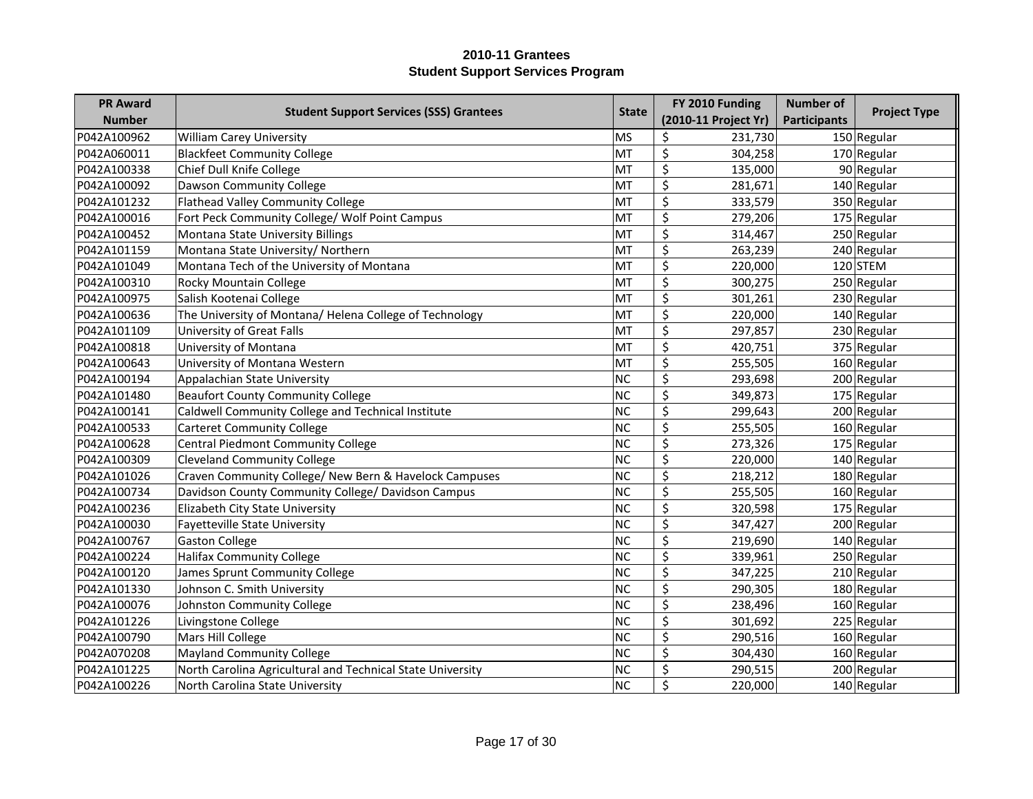**2010-11 Grantees**
**Student Support Services Program**

| PR Award Number | Student Support Services (SSS) Grantees | State | FY 2010 Funding (2010-11 Project Yr) | Number of Participants | Project Type |
|---|---|---|---|---|---|
| P042A100962 | William Carey University | MS | $ 231,730 | 150 | Regular |
| P042A060011 | Blackfeet Community College | MT | $ 304,258 | 170 | Regular |
| P042A100338 | Chief Dull Knife College | MT | $ 135,000 | 90 | Regular |
| P042A100092 | Dawson Community College | MT | $ 281,671 | 140 | Regular |
| P042A101232 | Flathead Valley Community College | MT | $ 333,579 | 350 | Regular |
| P042A100016 | Fort Peck Community College/ Wolf Point Campus | MT | $ 279,206 | 175 | Regular |
| P042A100452 | Montana State University Billings | MT | $ 314,467 | 250 | Regular |
| P042A101159 | Montana State University/ Northern | MT | $ 263,239 | 240 | Regular |
| P042A101049 | Montana Tech of the University of Montana | MT | $ 220,000 | 120 | STEM |
| P042A100310 | Rocky Mountain College | MT | $ 300,275 | 250 | Regular |
| P042A100975 | Salish Kootenai College | MT | $ 301,261 | 230 | Regular |
| P042A100636 | The University of Montana/ Helena College of Technology | MT | $ 220,000 | 140 | Regular |
| P042A101109 | University of Great Falls | MT | $ 297,857 | 230 | Regular |
| P042A100818 | University of Montana | MT | $ 420,751 | 375 | Regular |
| P042A100643 | University of Montana Western | MT | $ 255,505 | 160 | Regular |
| P042A100194 | Appalachian State University | NC | $ 293,698 | 200 | Regular |
| P042A101480 | Beaufort County Community College | NC | $ 349,873 | 175 | Regular |
| P042A100141 | Caldwell Community College and Technical Institute | NC | $ 299,643 | 200 | Regular |
| P042A100533 | Carteret Community College | NC | $ 255,505 | 160 | Regular |
| P042A100628 | Central Piedmont Community College | NC | $ 273,326 | 175 | Regular |
| P042A100309 | Cleveland Community College | NC | $ 220,000 | 140 | Regular |
| P042A101026 | Craven Community College/ New Bern & Havelock Campuses | NC | $ 218,212 | 180 | Regular |
| P042A100734 | Davidson County Community College/ Davidson Campus | NC | $ 255,505 | 160 | Regular |
| P042A100236 | Elizabeth City State University | NC | $ 320,598 | 175 | Regular |
| P042A100030 | Fayetteville State University | NC | $ 347,427 | 200 | Regular |
| P042A100767 | Gaston College | NC | $ 219,690 | 140 | Regular |
| P042A100224 | Halifax Community College | NC | $ 339,961 | 250 | Regular |
| P042A100120 | James Sprunt Community College | NC | $ 347,225 | 210 | Regular |
| P042A101330 | Johnson C. Smith University | NC | $ 290,305 | 180 | Regular |
| P042A100076 | Johnston Community College | NC | $ 238,496 | 160 | Regular |
| P042A101226 | Livingstone College | NC | $ 301,692 | 225 | Regular |
| P042A100790 | Mars Hill College | NC | $ 290,516 | 160 | Regular |
| P042A070208 | Mayland Community College | NC | $ 304,430 | 160 | Regular |
| P042A101225 | North Carolina Agricultural and Technical State University | NC | $ 290,515 | 200 | Regular |
| P042A100226 | North Carolina State University | NC | $ 220,000 | 140 | Regular |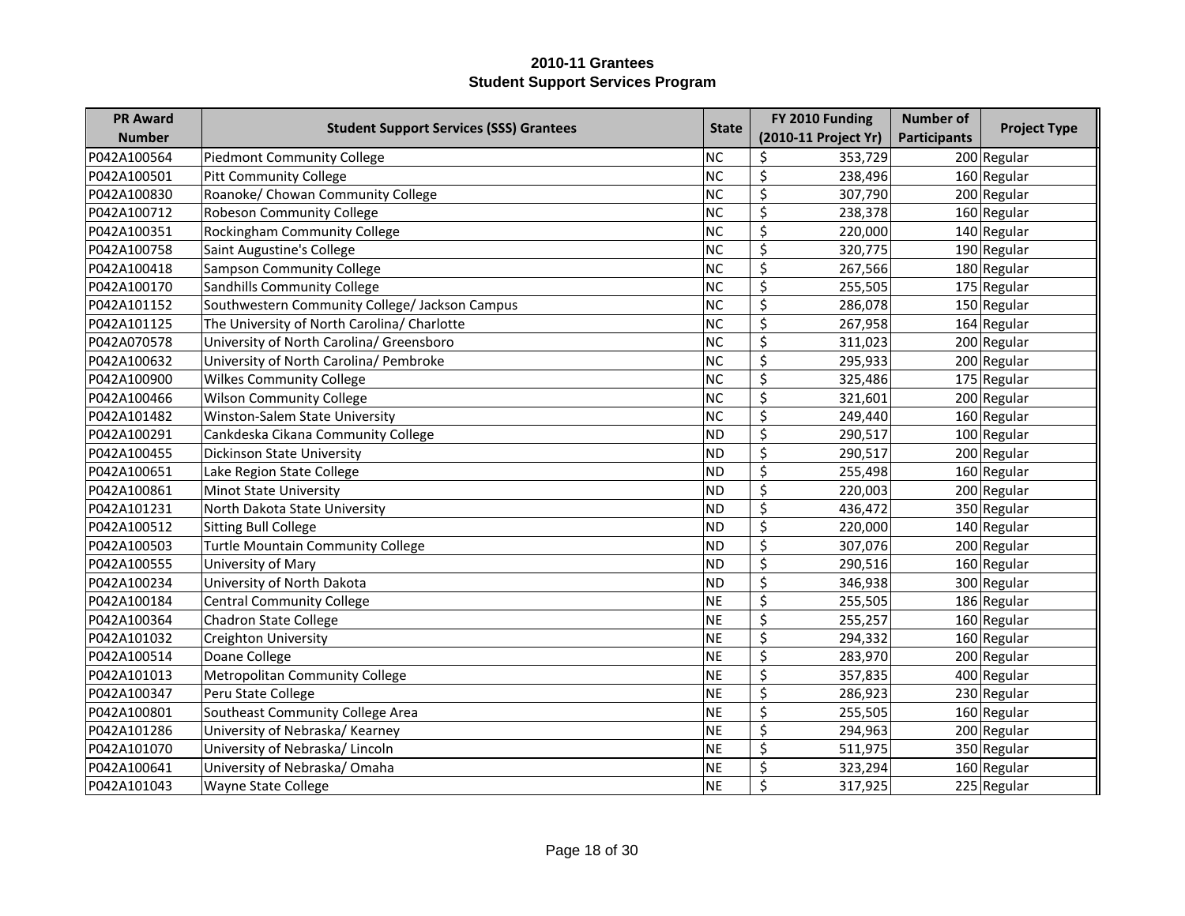**2010-11 Grantees**
**Student Support Services Program**

| PR Award Number | Student Support Services (SSS) Grantees | State | FY 2010 Funding (2010-11 Project Yr) | Number of Participants | Project Type |
|---|---|---|---|---|---|
| P042A100564 | Piedmont Community College | NC | $ 353,729 | 200 | Regular |
| P042A100501 | Pitt Community College | NC | $ 238,496 | 160 | Regular |
| P042A100830 | Roanoke/ Chowan Community College | NC | $ 307,790 | 200 | Regular |
| P042A100712 | Robeson Community College | NC | $ 238,378 | 160 | Regular |
| P042A100351 | Rockingham Community College | NC | $ 220,000 | 140 | Regular |
| P042A100758 | Saint Augustine's College | NC | $ 320,775 | 190 | Regular |
| P042A100418 | Sampson Community College | NC | $ 267,566 | 180 | Regular |
| P042A100170 | Sandhills Community College | NC | $ 255,505 | 175 | Regular |
| P042A101152 | Southwestern Community College/ Jackson Campus | NC | $ 286,078 | 150 | Regular |
| P042A101125 | The University of North Carolina/ Charlotte | NC | $ 267,958 | 164 | Regular |
| P042A070578 | University of North Carolina/ Greensboro | NC | $ 311,023 | 200 | Regular |
| P042A100632 | University of North Carolina/ Pembroke | NC | $ 295,933 | 200 | Regular |
| P042A100900 | Wilkes Community College | NC | $ 325,486 | 175 | Regular |
| P042A100466 | Wilson Community College | NC | $ 321,601 | 200 | Regular |
| P042A101482 | Winston-Salem State University | NC | $ 249,440 | 160 | Regular |
| P042A100291 | Cankdeska Cikana Community College | ND | $ 290,517 | 100 | Regular |
| P042A100455 | Dickinson State University | ND | $ 290,517 | 200 | Regular |
| P042A100651 | Lake Region State College | ND | $ 255,498 | 160 | Regular |
| P042A100861 | Minot State University | ND | $ 220,003 | 200 | Regular |
| P042A101231 | North Dakota State University | ND | $ 436,472 | 350 | Regular |
| P042A100512 | Sitting Bull College | ND | $ 220,000 | 140 | Regular |
| P042A100503 | Turtle Mountain Community College | ND | $ 307,076 | 200 | Regular |
| P042A100555 | University of Mary | ND | $ 290,516 | 160 | Regular |
| P042A100234 | University of North Dakota | ND | $ 346,938 | 300 | Regular |
| P042A100184 | Central Community College | NE | $ 255,505 | 186 | Regular |
| P042A100364 | Chadron State College | NE | $ 255,257 | 160 | Regular |
| P042A101032 | Creighton University | NE | $ 294,332 | 160 | Regular |
| P042A100514 | Doane College | NE | $ 283,970 | 200 | Regular |
| P042A101013 | Metropolitan Community College | NE | $ 357,835 | 400 | Regular |
| P042A100347 | Peru State College | NE | $ 286,923 | 230 | Regular |
| P042A100801 | Southeast Community College Area | NE | $ 255,505 | 160 | Regular |
| P042A101286 | University of Nebraska/ Kearney | NE | $ 294,963 | 200 | Regular |
| P042A101070 | University of Nebraska/ Lincoln | NE | $ 511,975 | 350 | Regular |
| P042A100641 | University of Nebraska/ Omaha | NE | $ 323,294 | 160 | Regular |
| P042A101043 | Wayne State College | NE | $ 317,925 | 225 | Regular |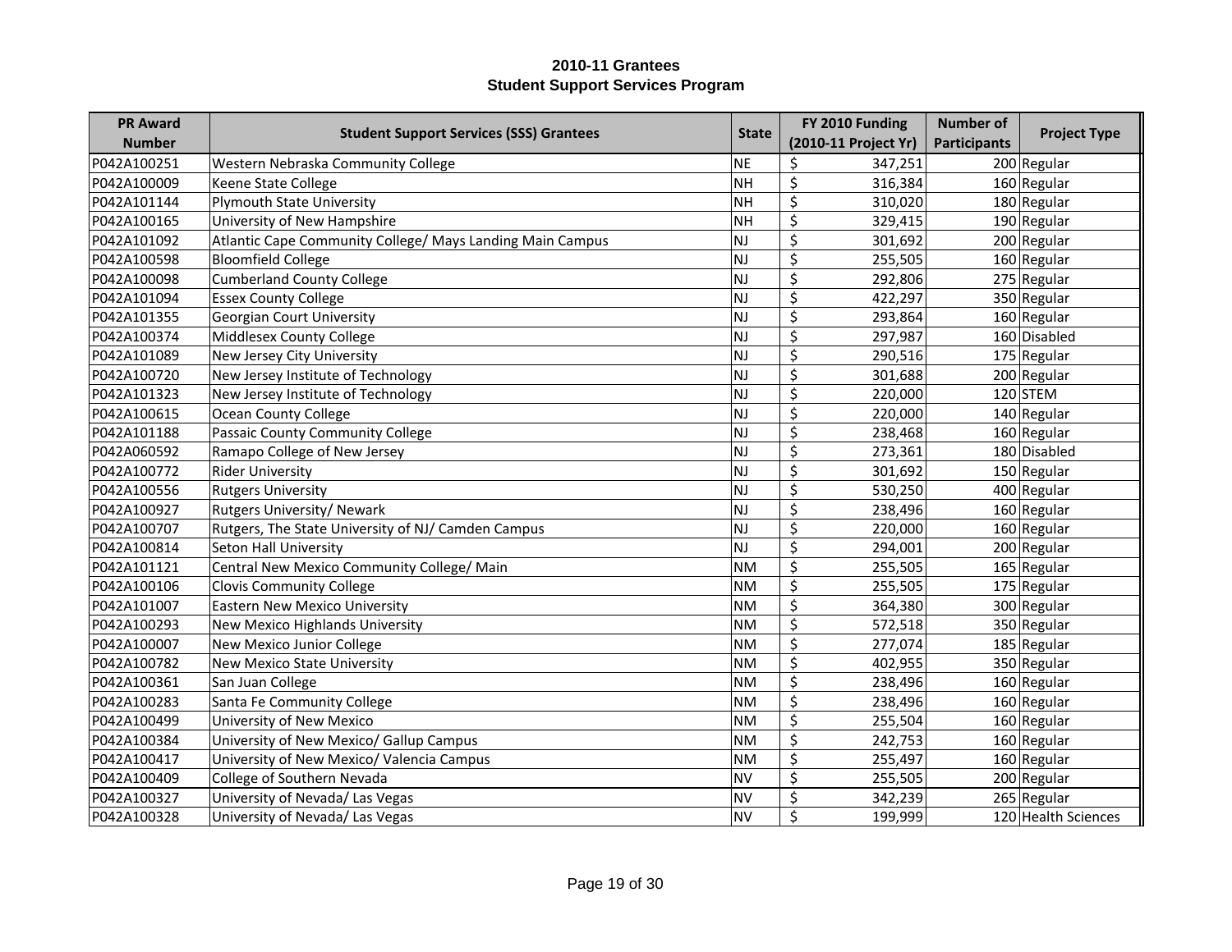# 2010-11 Grantees
## Student Support Services Program

| PR Award Number | Student Support Services (SSS) Grantees | State | FY 2010 Funding (2010-11 Project Yr) | Number of Participants | Project Type |
|---|---|---|---|---|---|
| P042A100251 | Western Nebraska Community College | NE | $ 347,251 | 200 | Regular |
| P042A100009 | Keene State College | NH | $ 316,384 | 160 | Regular |
| P042A101144 | Plymouth State University | NH | $ 310,020 | 180 | Regular |
| P042A100165 | University of New Hampshire | NH | $ 329,415 | 190 | Regular |
| P042A101092 | Atlantic Cape Community College/ Mays Landing Main Campus | NJ | $ 301,692 | 200 | Regular |
| P042A100598 | Bloomfield College | NJ | $ 255,505 | 160 | Regular |
| P042A100098 | Cumberland County College | NJ | $ 292,806 | 275 | Regular |
| P042A101094 | Essex County College | NJ | $ 422,297 | 350 | Regular |
| P042A101355 | Georgian Court University | NJ | $ 293,864 | 160 | Regular |
| P042A100374 | Middlesex County College | NJ | $ 297,987 | 160 | Disabled |
| P042A101089 | New Jersey City University | NJ | $ 290,516 | 175 | Regular |
| P042A100720 | New Jersey Institute of Technology | NJ | $ 301,688 | 200 | Regular |
| P042A101323 | New Jersey Institute of Technology | NJ | $ 220,000 | 120 | STEM |
| P042A100615 | Ocean County College | NJ | $ 220,000 | 140 | Regular |
| P042A101188 | Passaic County Community College | NJ | $ 238,468 | 160 | Regular |
| P042A060592 | Ramapo College of New Jersey | NJ | $ 273,361 | 180 | Disabled |
| P042A100772 | Rider University | NJ | $ 301,692 | 150 | Regular |
| P042A100556 | Rutgers University | NJ | $ 530,250 | 400 | Regular |
| P042A100927 | Rutgers University/ Newark | NJ | $ 238,496 | 160 | Regular |
| P042A100707 | Rutgers, The State University of NJ/ Camden Campus | NJ | $ 220,000 | 160 | Regular |
| P042A100814 | Seton Hall University | NJ | $ 294,001 | 200 | Regular |
| P042A101121 | Central New Mexico Community College/ Main | NM | $ 255,505 | 165 | Regular |
| P042A100106 | Clovis Community College | NM | $ 255,505 | 175 | Regular |
| P042A101007 | Eastern New Mexico University | NM | $ 364,380 | 300 | Regular |
| P042A100293 | New Mexico Highlands University | NM | $ 572,518 | 350 | Regular |
| P042A100007 | New Mexico Junior College | NM | $ 277,074 | 185 | Regular |
| P042A100782 | New Mexico State University | NM | $ 402,955 | 350 | Regular |
| P042A100361 | San Juan College | NM | $ 238,496 | 160 | Regular |
| P042A100283 | Santa Fe Community College | NM | $ 238,496 | 160 | Regular |
| P042A100499 | University of New Mexico | NM | $ 255,504 | 160 | Regular |
| P042A100384 | University of New Mexico/ Gallup Campus | NM | $ 242,753 | 160 | Regular |
| P042A100417 | University of New Mexico/ Valencia Campus | NM | $ 255,497 | 160 | Regular |
| P042A100409 | College of Southern Nevada | NV | $ 255,505 | 200 | Regular |
| P042A100327 | University of Nevada/ Las Vegas | NV | $ 342,239 | 265 | Regular |
| P042A100328 | University of Nevada/ Las Vegas | NV | $ 199,999 | 120 | Health Sciences |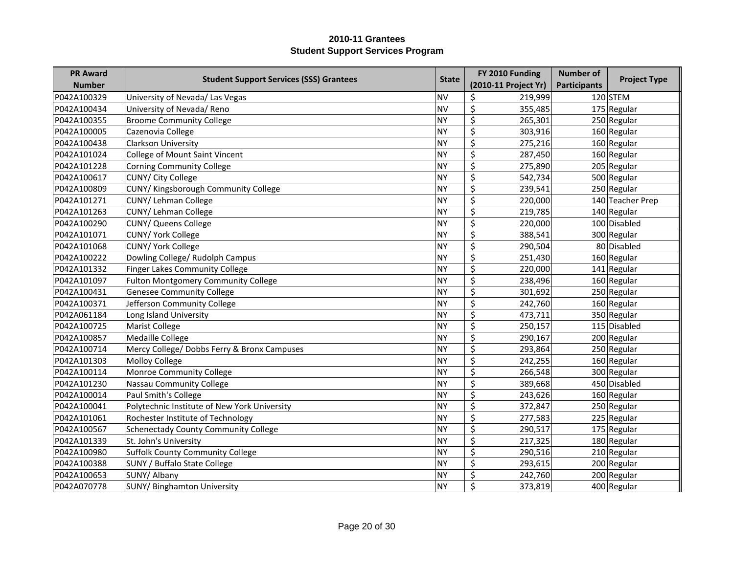# 2010-11 Grantees
## Student Support Services Program

| PR Award Number | Student Support Services (SSS) Grantees | State | FY 2010 Funding (2010-11 Project Yr) | Number of Participants | Project Type |
|---|---|---|---|---|---|
| P042A100329 | University of Nevada/ Las Vegas | NV | $ 219,999 | 120 | STEM |
| P042A100434 | University of Nevada/ Reno | NV | $ 355,485 | 175 | Regular |
| P042A100355 | Broome Community College | NY | $ 265,301 | 250 | Regular |
| P042A100005 | Cazenovia College | NY | $ 303,916 | 160 | Regular |
| P042A100438 | Clarkson University | NY | $ 275,216 | 160 | Regular |
| P042A101024 | College of Mount Saint Vincent | NY | $ 287,450 | 160 | Regular |
| P042A101228 | Corning Community College | NY | $ 275,890 | 205 | Regular |
| P042A100617 | CUNY/ City College | NY | $ 542,734 | 500 | Regular |
| P042A100809 | CUNY/ Kingsborough Community College | NY | $ 239,541 | 250 | Regular |
| P042A101271 | CUNY/ Lehman College | NY | $ 220,000 | 140 | Teacher Prep |
| P042A101263 | CUNY/ Lehman College | NY | $ 219,785 | 140 | Regular |
| P042A100290 | CUNY/ Queens College | NY | $ 220,000 | 100 | Disabled |
| P042A101071 | CUNY/ York College | NY | $ 388,541 | 300 | Regular |
| P042A101068 | CUNY/ York College | NY | $ 290,504 | 80 | Disabled |
| P042A100222 | Dowling College/ Rudolph Campus | NY | $ 251,430 | 160 | Regular |
| P042A101332 | Finger Lakes Community College | NY | $ 220,000 | 141 | Regular |
| P042A101097 | Fulton Montgomery Community College | NY | $ 238,496 | 160 | Regular |
| P042A100431 | Genesee Community College | NY | $ 301,692 | 250 | Regular |
| P042A100371 | Jefferson Community College | NY | $ 242,760 | 160 | Regular |
| P042A061184 | Long Island University | NY | $ 473,711 | 350 | Regular |
| P042A100725 | Marist College | NY | $ 250,157 | 115 | Disabled |
| P042A100857 | Medaille College | NY | $ 290,167 | 200 | Regular |
| P042A100714 | Mercy College/ Dobbs Ferry & Bronx Campuses | NY | $ 293,864 | 250 | Regular |
| P042A101303 | Molloy College | NY | $ 242,255 | 160 | Regular |
| P042A100114 | Monroe Community College | NY | $ 266,548 | 300 | Regular |
| P042A101230 | Nassau Community College | NY | $ 389,668 | 450 | Disabled |
| P042A100014 | Paul Smith's College | NY | $ 243,626 | 160 | Regular |
| P042A100041 | Polytechnic Institute of New York University | NY | $ 372,847 | 250 | Regular |
| P042A101061 | Rochester Institute of Technology | NY | $ 277,583 | 225 | Regular |
| P042A100567 | Schenectady County Community College | NY | $ 290,517 | 175 | Regular |
| P042A101339 | St. John's University | NY | $ 217,325 | 180 | Regular |
| P042A100980 | Suffolk County Community College | NY | $ 290,516 | 210 | Regular |
| P042A100388 | SUNY / Buffalo State College | NY | $ 293,615 | 200 | Regular |
| P042A100653 | SUNY/ Albany | NY | $ 242,760 | 200 | Regular |
| P042A070778 | SUNY/ Binghamton University | NY | $ 373,819 | 400 | Regular |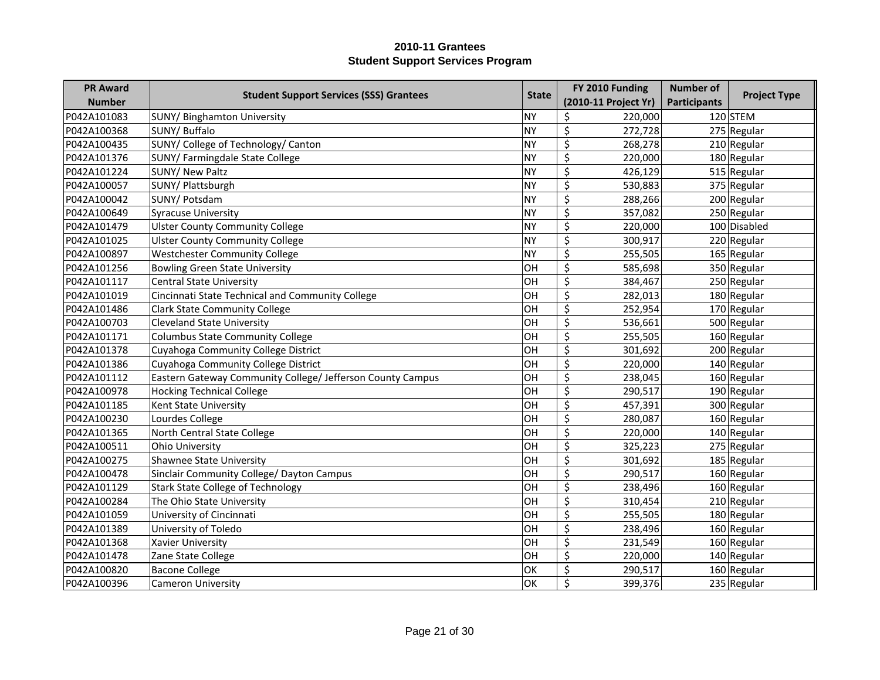# 2010-11 Grantees
## Student Support Services Program

| PR Award Number | Student Support Services (SSS) Grantees | State | FY 2010 Funding (2010-11 Project Yr) | Number of Participants | Project Type |
|---|---|---|---|---|---|
| P042A101083 | SUNY/ Binghamton University | NY | $ 220,000 | 120 | STEM |
| P042A100368 | SUNY/ Buffalo | NY | $ 272,728 | 275 | Regular |
| P042A100435 | SUNY/ College of Technology/ Canton | NY | $ 268,278 | 210 | Regular |
| P042A101376 | SUNY/ Farmingdale State College | NY | $ 220,000 | 180 | Regular |
| P042A101224 | SUNY/ New Paltz | NY | $ 426,129 | 515 | Regular |
| P042A100057 | SUNY/ Plattsburgh | NY | $ 530,883 | 375 | Regular |
| P042A100042 | SUNY/ Potsdam | NY | $ 288,266 | 200 | Regular |
| P042A100649 | Syracuse University | NY | $ 357,082 | 250 | Regular |
| P042A101479 | Ulster County Community College | NY | $ 220,000 | 100 | Disabled |
| P042A101025 | Ulster County Community College | NY | $ 300,917 | 220 | Regular |
| P042A100897 | Westchester Community College | NY | $ 255,505 | 165 | Regular |
| P042A101256 | Bowling Green State University | OH | $ 585,698 | 350 | Regular |
| P042A101117 | Central State University | OH | $ 384,467 | 250 | Regular |
| P042A101019 | Cincinnati State Technical and Community College | OH | $ 282,013 | 180 | Regular |
| P042A101486 | Clark State Community College | OH | $ 252,954 | 170 | Regular |
| P042A100703 | Cleveland State University | OH | $ 536,661 | 500 | Regular |
| P042A101171 | Columbus State Community College | OH | $ 255,505 | 160 | Regular |
| P042A101378 | Cuyahoga Community College District | OH | $ 301,692 | 200 | Regular |
| P042A101386 | Cuyahoga Community College District | OH | $ 220,000 | 140 | Regular |
| P042A101112 | Eastern Gateway Community College/ Jefferson County Campus | OH | $ 238,045 | 160 | Regular |
| P042A100978 | Hocking Technical College | OH | $ 290,517 | 190 | Regular |
| P042A101185 | Kent State University | OH | $ 457,391 | 300 | Regular |
| P042A100230 | Lourdes College | OH | $ 280,087 | 160 | Regular |
| P042A101365 | North Central State College | OH | $ 220,000 | 140 | Regular |
| P042A100511 | Ohio University | OH | $ 325,223 | 275 | Regular |
| P042A100275 | Shawnee State University | OH | $ 301,692 | 185 | Regular |
| P042A100478 | Sinclair Community College/ Dayton Campus | OH | $ 290,517 | 160 | Regular |
| P042A101129 | Stark State College of Technology | OH | $ 238,496 | 160 | Regular |
| P042A100284 | The Ohio State University | OH | $ 310,454 | 210 | Regular |
| P042A101059 | University of Cincinnati | OH | $ 255,505 | 180 | Regular |
| P042A101389 | University of Toledo | OH | $ 238,496 | 160 | Regular |
| P042A101368 | Xavier University | OH | $ 231,549 | 160 | Regular |
| P042A101478 | Zane State College | OH | $ 220,000 | 140 | Regular |
| P042A100820 | Bacone College | OK | $ 290,517 | 160 | Regular |
| P042A100396 | Cameron University | OK | $ 399,376 | 235 | Regular |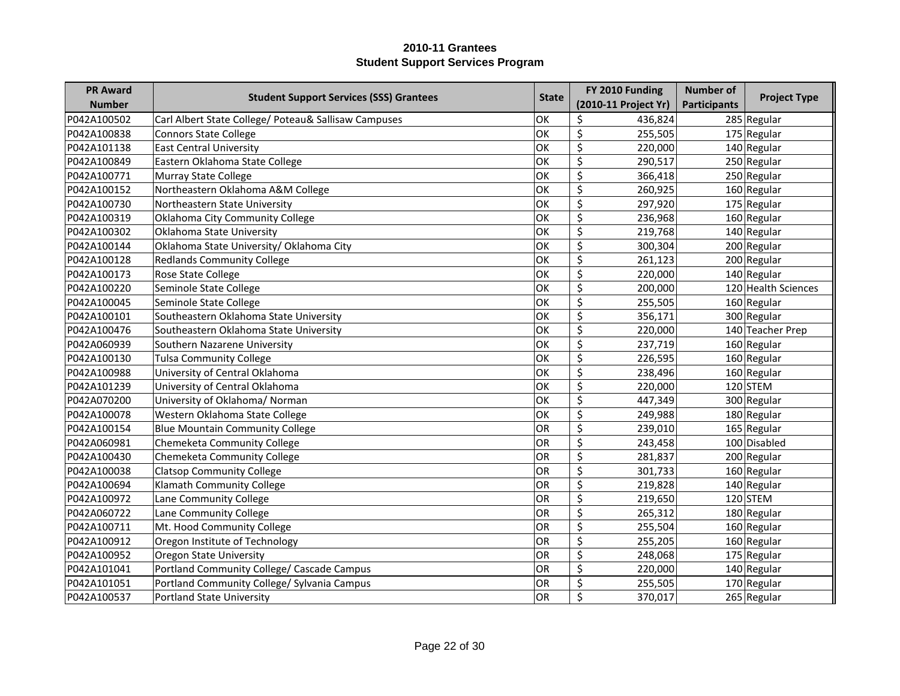# 2010-11 Grantees
## Student Support Services Program

| PR Award Number | Student Support Services (SSS) Grantees | State | FY 2010 Funding (2010-11 Project Yr) | Number of Participants | Project Type |
|---|---|---|---|---|---|
| P042A100502 | Carl Albert State College/ Poteau& Sallisaw Campuses | OK | $ 436,824 | 285 | Regular |
| P042A100838 | Connors State College | OK | $ 255,505 | 175 | Regular |
| P042A101138 | East Central University | OK | $ 220,000 | 140 | Regular |
| P042A100849 | Eastern Oklahoma State College | OK | $ 290,517 | 250 | Regular |
| P042A100771 | Murray State College | OK | $ 366,418 | 250 | Regular |
| P042A100152 | Northeastern Oklahoma A&M College | OK | $ 260,925 | 160 | Regular |
| P042A100730 | Northeastern State University | OK | $ 297,920 | 175 | Regular |
| P042A100319 | Oklahoma City Community College | OK | $ 236,968 | 160 | Regular |
| P042A100302 | Oklahoma State University | OK | $ 219,768 | 140 | Regular |
| P042A100144 | Oklahoma State University/ Oklahoma City | OK | $ 300,304 | 200 | Regular |
| P042A100128 | Redlands Community College | OK | $ 261,123 | 200 | Regular |
| P042A100173 | Rose State College | OK | $ 220,000 | 140 | Regular |
| P042A100220 | Seminole State College | OK | $ 200,000 | 120 | Health Sciences |
| P042A100045 | Seminole State College | OK | $ 255,505 | 160 | Regular |
| P042A100101 | Southeastern Oklahoma State University | OK | $ 356,171 | 300 | Regular |
| P042A100476 | Southeastern Oklahoma State University | OK | $ 220,000 | 140 | Teacher Prep |
| P042A060939 | Southern Nazarene University | OK | $ 237,719 | 160 | Regular |
| P042A100130 | Tulsa Community College | OK | $ 226,595 | 160 | Regular |
| P042A100988 | University of Central Oklahoma | OK | $ 238,496 | 160 | Regular |
| P042A101239 | University of Central Oklahoma | OK | $ 220,000 | 120 | STEM |
| P042A070200 | University of Oklahoma/ Norman | OK | $ 447,349 | 300 | Regular |
| P042A100078 | Western Oklahoma State College | OK | $ 249,988 | 180 | Regular |
| P042A100154 | Blue Mountain Community College | OR | $ 239,010 | 165 | Regular |
| P042A060981 | Chemeketa Community College | OR | $ 243,458 | 100 | Disabled |
| P042A100430 | Chemeketa Community College | OR | $ 281,837 | 200 | Regular |
| P042A100038 | Clatsop Community College | OR | $ 301,733 | 160 | Regular |
| P042A100694 | Klamath Community College | OR | $ 219,828 | 140 | Regular |
| P042A100972 | Lane Community College | OR | $ 219,650 | 120 | STEM |
| P042A060722 | Lane Community College | OR | $ 265,312 | 180 | Regular |
| P042A100711 | Mt. Hood Community College | OR | $ 255,504 | 160 | Regular |
| P042A100912 | Oregon Institute of Technology | OR | $ 255,205 | 160 | Regular |
| P042A100952 | Oregon State University | OR | $ 248,068 | 175 | Regular |
| P042A101041 | Portland Community College/ Cascade Campus | OR | $ 220,000 | 140 | Regular |
| P042A101051 | Portland Community College/ Sylvania Campus | OR | $ 255,505 | 170 | Regular |
| P042A100537 | Portland State University | OR | $ 370,017 | 265 | Regular |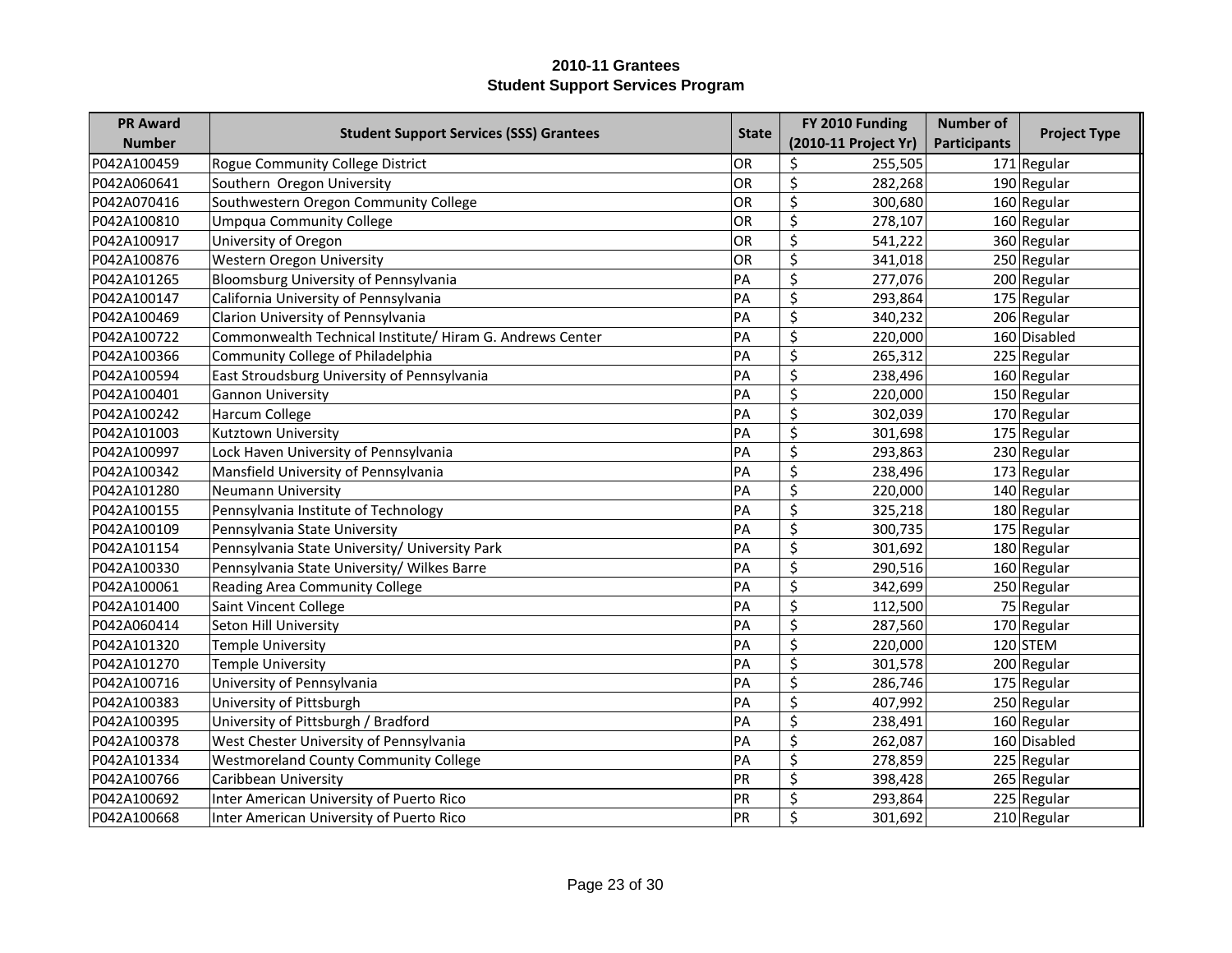# 2010-11 Grantees
## Student Support Services Program

| PR Award Number | Student Support Services (SSS) Grantees | State | FY 2010 Funding (2010-11 Project Yr) | Number of Participants | Project Type |
|---|---|---|---|---|---|
| P042A100459 | Rogue Community College District | OR | $ 255,505 | 171 | Regular |
| P042A060641 | Southern Oregon University | OR | $ 282,268 | 190 | Regular |
| P042A070416 | Southwestern Oregon Community College | OR | $ 300,680 | 160 | Regular |
| P042A100810 | Umpqua Community College | OR | $ 278,107 | 160 | Regular |
| P042A100917 | University of Oregon | OR | $ 541,222 | 360 | Regular |
| P042A100876 | Western Oregon University | OR | $ 341,018 | 250 | Regular |
| P042A101265 | Bloomsburg University of Pennsylvania | PA | $ 277,076 | 200 | Regular |
| P042A100147 | California University of Pennsylvania | PA | $ 293,864 | 175 | Regular |
| P042A100469 | Clarion University of Pennsylvania | PA | $ 340,232 | 206 | Regular |
| P042A100722 | Commonwealth Technical Institute/ Hiram G. Andrews Center | PA | $ 220,000 | 160 | Disabled |
| P042A100366 | Community College of Philadelphia | PA | $ 265,312 | 225 | Regular |
| P042A100594 | East Stroudsburg University of Pennsylvania | PA | $ 238,496 | 160 | Regular |
| P042A100401 | Gannon University | PA | $ 220,000 | 150 | Regular |
| P042A100242 | Harcum College | PA | $ 302,039 | 170 | Regular |
| P042A101003 | Kutztown University | PA | $ 301,698 | 175 | Regular |
| P042A100997 | Lock Haven University of Pennsylvania | PA | $ 293,863 | 230 | Regular |
| P042A100342 | Mansfield University of Pennsylvania | PA | $ 238,496 | 173 | Regular |
| P042A101280 | Neumann University | PA | $ 220,000 | 140 | Regular |
| P042A100155 | Pennsylvania Institute of Technology | PA | $ 325,218 | 180 | Regular |
| P042A100109 | Pennsylvania State University | PA | $ 300,735 | 175 | Regular |
| P042A101154 | Pennsylvania State University/ University Park | PA | $ 301,692 | 180 | Regular |
| P042A100330 | Pennsylvania State University/ Wilkes Barre | PA | $ 290,516 | 160 | Regular |
| P042A100061 | Reading Area Community College | PA | $ 342,699 | 250 | Regular |
| P042A101400 | Saint Vincent College | PA | $ 112,500 | 75 | Regular |
| P042A060414 | Seton Hill University | PA | $ 287,560 | 170 | Regular |
| P042A101320 | Temple University | PA | $ 220,000 | 120 | STEM |
| P042A101270 | Temple University | PA | $ 301,578 | 200 | Regular |
| P042A100716 | University of Pennsylvania | PA | $ 286,746 | 175 | Regular |
| P042A100383 | University of Pittsburgh | PA | $ 407,992 | 250 | Regular |
| P042A100395 | University of Pittsburgh / Bradford | PA | $ 238,491 | 160 | Regular |
| P042A100378 | West Chester University of Pennsylvania | PA | $ 262,087 | 160 | Disabled |
| P042A101334 | Westmoreland County Community College | PA | $ 278,859 | 225 | Regular |
| P042A100766 | Caribbean University | PR | $ 398,428 | 265 | Regular |
| P042A100692 | Inter American University of Puerto Rico | PR | $ 293,864 | 225 | Regular |
| P042A100668 | Inter American University of Puerto Rico | PR | $ 301,692 | 210 | Regular |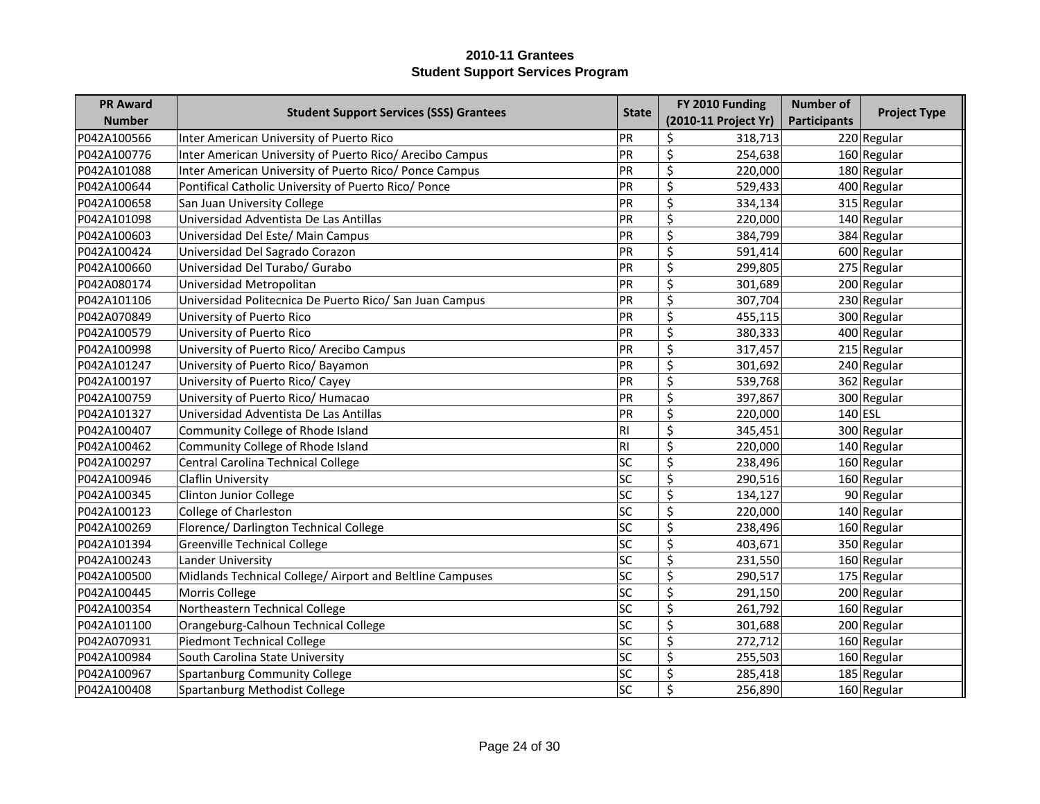# 2010-11 Grantees
## Student Support Services Program

| PR Award Number | Student Support Services (SSS) Grantees | State | FY 2010 Funding (2010-11 Project Yr) | Number of Participants | Project Type |
|---|---|---|---|---|---|
| P042A100566 | Inter American University of Puerto Rico | PR | $ 318,713 | 220 | Regular |
| P042A100776 | Inter American University of Puerto Rico/ Arecibo Campus | PR | $ 254,638 | 160 | Regular |
| P042A101088 | Inter American University of Puerto Rico/ Ponce Campus | PR | $ 220,000 | 180 | Regular |
| P042A100644 | Pontifical Catholic University of Puerto Rico/ Ponce | PR | $ 529,433 | 400 | Regular |
| P042A100658 | San Juan University College | PR | $ 334,134 | 315 | Regular |
| P042A101098 | Universidad Adventista De Las Antillas | PR | $ 220,000 | 140 | Regular |
| P042A100603 | Universidad Del Este/ Main Campus | PR | $ 384,799 | 384 | Regular |
| P042A100424 | Universidad Del Sagrado Corazon | PR | $ 591,414 | 600 | Regular |
| P042A100660 | Universidad Del Turabo/ Gurabo | PR | $ 299,805 | 275 | Regular |
| P042A080174 | Universidad Metropolitan | PR | $ 301,689 | 200 | Regular |
| P042A101106 | Universidad Politecnica De Puerto Rico/ San Juan Campus | PR | $ 307,704 | 230 | Regular |
| P042A070849 | University of Puerto Rico | PR | $ 455,115 | 300 | Regular |
| P042A100579 | University of Puerto Rico | PR | $ 380,333 | 400 | Regular |
| P042A100998 | University of Puerto Rico/ Arecibo Campus | PR | $ 317,457 | 215 | Regular |
| P042A101247 | University of Puerto Rico/ Bayamon | PR | $ 301,692 | 240 | Regular |
| P042A100197 | University of Puerto Rico/ Cayey | PR | $ 539,768 | 362 | Regular |
| P042A100759 | University of Puerto Rico/ Humacao | PR | $ 397,867 | 300 | Regular |
| P042A101327 | Universidad Adventista De Las Antillas | PR | $ 220,000 | 140 | ESL |
| P042A100407 | Community College of Rhode Island | RI | $ 345,451 | 300 | Regular |
| P042A100462 | Community College of Rhode Island | RI | $ 220,000 | 140 | Regular |
| P042A100297 | Central Carolina Technical College | SC | $ 238,496 | 160 | Regular |
| P042A100946 | Claflin University | SC | $ 290,516 | 160 | Regular |
| P042A100345 | Clinton Junior College | SC | $ 134,127 | 90 | Regular |
| P042A100123 | College of Charleston | SC | $ 220,000 | 140 | Regular |
| P042A100269 | Florence/ Darlington Technical College | SC | $ 238,496 | 160 | Regular |
| P042A101394 | Greenville Technical College | SC | $ 403,671 | 350 | Regular |
| P042A100243 | Lander University | SC | $ 231,550 | 160 | Regular |
| P042A100500 | Midlands Technical College/ Airport and Beltline Campuses | SC | $ 290,517 | 175 | Regular |
| P042A100445 | Morris College | SC | $ 291,150 | 200 | Regular |
| P042A100354 | Northeastern Technical College | SC | $ 261,792 | 160 | Regular |
| P042A101100 | Orangeburg-Calhoun Technical College | SC | $ 301,688 | 200 | Regular |
| P042A070931 | Piedmont Technical College | SC | $ 272,712 | 160 | Regular |
| P042A100984 | South Carolina State University | SC | $ 255,503 | 160 | Regular |
| P042A100967 | Spartanburg Community College | SC | $ 285,418 | 185 | Regular |
| P042A100408 | Spartanburg Methodist College | SC | $ 256,890 | 160 | Regular |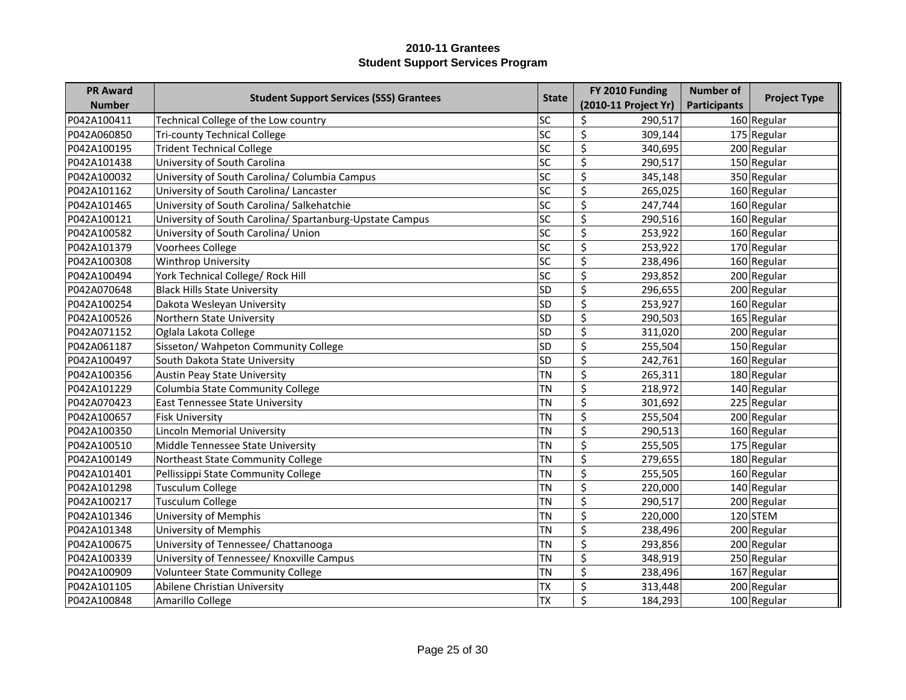# 2010-11 Grantees
## Student Support Services Program

| PR Award Number | Student Support Services (SSS) Grantees | State | FY 2010 Funding (2010-11 Project Yr) | Number of Participants | Project Type |
|---|---|---|---|---|---|
| P042A100411 | Technical College of the Low country | SC | $ 290,517 | 160 | Regular |
| P042A060850 | Tri-county Technical College | SC | $ 309,144 | 175 | Regular |
| P042A100195 | Trident Technical College | SC | $ 340,695 | 200 | Regular |
| P042A101438 | University of South Carolina | SC | $ 290,517 | 150 | Regular |
| P042A100032 | University of South Carolina/ Columbia Campus | SC | $ 345,148 | 350 | Regular |
| P042A101162 | University of South Carolina/ Lancaster | SC | $ 265,025 | 160 | Regular |
| P042A101465 | University of South Carolina/ Salkehatchie | SC | $ 247,744 | 160 | Regular |
| P042A100121 | University of South Carolina/ Spartanburg-Upstate Campus | SC | $ 290,516 | 160 | Regular |
| P042A100582 | University of South Carolina/ Union | SC | $ 253,922 | 160 | Regular |
| P042A101379 | Voorhees College | SC | $ 253,922 | 170 | Regular |
| P042A100308 | Winthrop University | SC | $ 238,496 | 160 | Regular |
| P042A100494 | York Technical College/ Rock Hill | SC | $ 293,852 | 200 | Regular |
| P042A070648 | Black Hills State University | SD | $ 296,655 | 200 | Regular |
| P042A100254 | Dakota Wesleyan University | SD | $ 253,927 | 160 | Regular |
| P042A100526 | Northern State University | SD | $ 290,503 | 165 | Regular |
| P042A071152 | Oglala Lakota College | SD | $ 311,020 | 200 | Regular |
| P042A061187 | Sisseton/ Wahpeton Community College | SD | $ 255,504 | 150 | Regular |
| P042A100497 | South Dakota State University | SD | $ 242,761 | 160 | Regular |
| P042A100356 | Austin Peay State University | TN | $ 265,311 | 180 | Regular |
| P042A101229 | Columbia State Community College | TN | $ 218,972 | 140 | Regular |
| P042A070423 | East Tennessee State University | TN | $ 301,692 | 225 | Regular |
| P042A100657 | Fisk University | TN | $ 255,504 | 200 | Regular |
| P042A100350 | Lincoln Memorial University | TN | $ 290,513 | 160 | Regular |
| P042A100510 | Middle Tennessee State University | TN | $ 255,505 | 175 | Regular |
| P042A100149 | Northeast State Community College | TN | $ 279,655 | 180 | Regular |
| P042A101401 | Pellissippi State Community College | TN | $ 255,505 | 160 | Regular |
| P042A101298 | Tusculum College | TN | $ 220,000 | 140 | Regular |
| P042A100217 | Tusculum College | TN | $ 290,517 | 200 | Regular |
| P042A101346 | University of Memphis | TN | $ 220,000 | 120 | STEM |
| P042A101348 | University of Memphis | TN | $ 238,496 | 200 | Regular |
| P042A100675 | University of Tennessee/ Chattanooga | TN | $ 293,856 | 200 | Regular |
| P042A100339 | University of Tennessee/ Knoxville Campus | TN | $ 348,919 | 250 | Regular |
| P042A100909 | Volunteer State Community College | TN | $ 238,496 | 167 | Regular |
| P042A101105 | Abilene Christian University | TX | $ 313,448 | 200 | Regular |
| P042A100848 | Amarillo College | TX | $ 184,293 | 100 | Regular |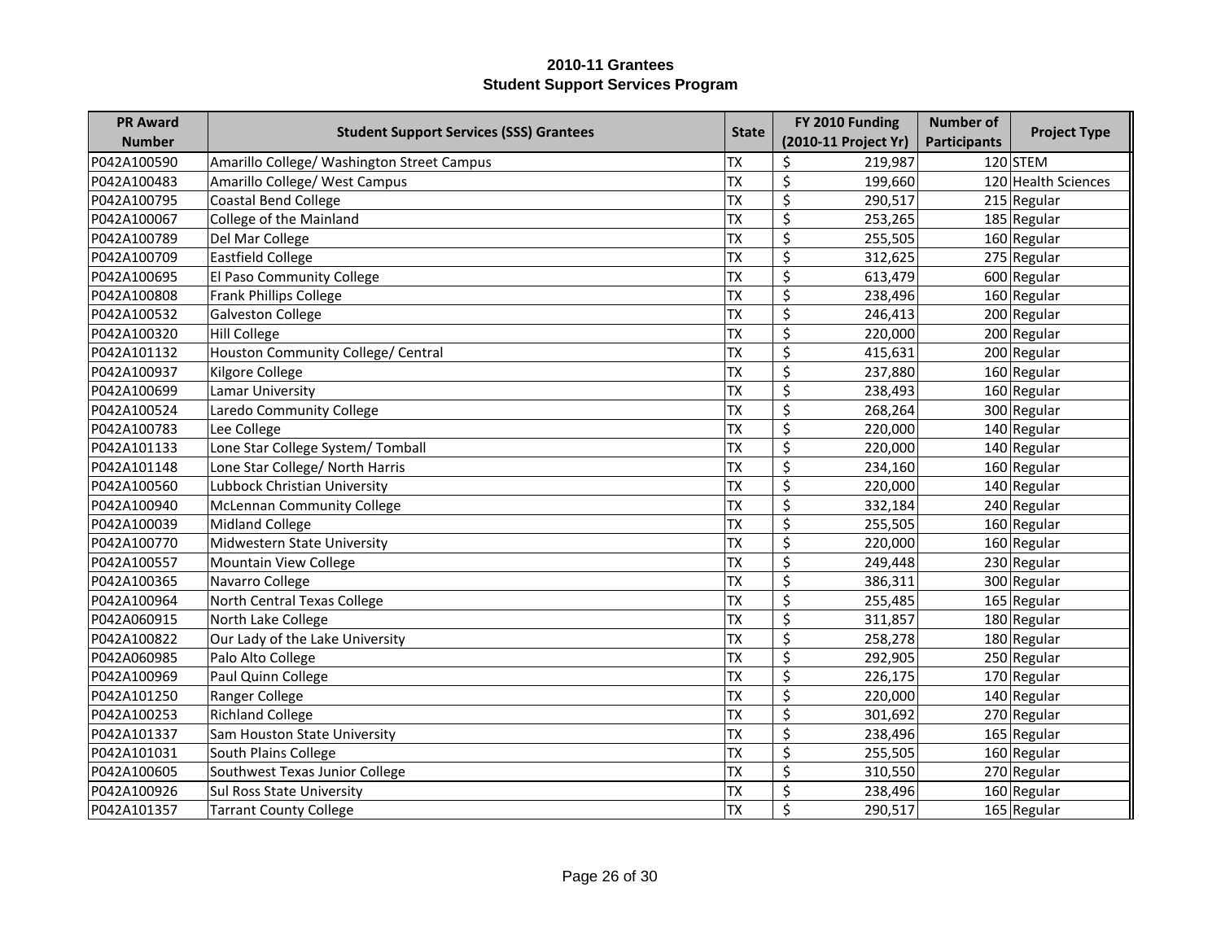# 2010-11 Grantees
## Student Support Services Program

| PR Award Number | Student Support Services (SSS) Grantees | State | FY 2010 Funding (2010-11 Project Yr) | Number of Participants | Project Type |
|---|---|---|---|---|---|
| P042A100590 | Amarillo College/ Washington Street Campus | TX | $ 219,987 | 120 | STEM |
| P042A100483 | Amarillo College/ West Campus | TX | $ 199,660 | 120 | Health Sciences |
| P042A100795 | Coastal Bend College | TX | $ 290,517 | 215 | Regular |
| P042A100067 | College of the Mainland | TX | $ 253,265 | 185 | Regular |
| P042A100789 | Del Mar College | TX | $ 255,505 | 160 | Regular |
| P042A100709 | Eastfield College | TX | $ 312,625 | 275 | Regular |
| P042A100695 | El Paso Community College | TX | $ 613,479 | 600 | Regular |
| P042A100808 | Frank Phillips College | TX | $ 238,496 | 160 | Regular |
| P042A100532 | Galveston College | TX | $ 246,413 | 200 | Regular |
| P042A100320 | Hill College | TX | $ 220,000 | 200 | Regular |
| P042A101132 | Houston Community College/ Central | TX | $ 415,631 | 200 | Regular |
| P042A100937 | Kilgore College | TX | $ 237,880 | 160 | Regular |
| P042A100699 | Lamar University | TX | $ 238,493 | 160 | Regular |
| P042A100524 | Laredo Community College | TX | $ 268,264 | 300 | Regular |
| P042A100783 | Lee College | TX | $ 220,000 | 140 | Regular |
| P042A101133 | Lone Star College System/ Tomball | TX | $ 220,000 | 140 | Regular |
| P042A101148 | Lone Star College/ North Harris | TX | $ 234,160 | 160 | Regular |
| P042A100560 | Lubbock Christian University | TX | $ 220,000 | 140 | Regular |
| P042A100940 | McLennan Community College | TX | $ 332,184 | 240 | Regular |
| P042A100039 | Midland College | TX | $ 255,505 | 160 | Regular |
| P042A100770 | Midwestern State University | TX | $ 220,000 | 160 | Regular |
| P042A100557 | Mountain View College | TX | $ 249,448 | 230 | Regular |
| P042A100365 | Navarro College | TX | $ 386,311 | 300 | Regular |
| P042A100964 | North Central Texas College | TX | $ 255,485 | 165 | Regular |
| P042A060915 | North Lake College | TX | $ 311,857 | 180 | Regular |
| P042A100822 | Our Lady of the Lake University | TX | $ 258,278 | 180 | Regular |
| P042A060985 | Palo Alto College | TX | $ 292,905 | 250 | Regular |
| P042A100969 | Paul Quinn College | TX | $ 226,175 | 170 | Regular |
| P042A101250 | Ranger College | TX | $ 220,000 | 140 | Regular |
| P042A100253 | Richland College | TX | $ 301,692 | 270 | Regular |
| P042A101337 | Sam Houston State University | TX | $ 238,496 | 165 | Regular |
| P042A101031 | South Plains College | TX | $ 255,505 | 160 | Regular |
| P042A100605 | Southwest Texas Junior College | TX | $ 310,550 | 270 | Regular |
| P042A100926 | Sul Ross State University | TX | $ 238,496 | 160 | Regular |
| P042A101357 | Tarrant County College | TX | $ 290,517 | 165 | Regular |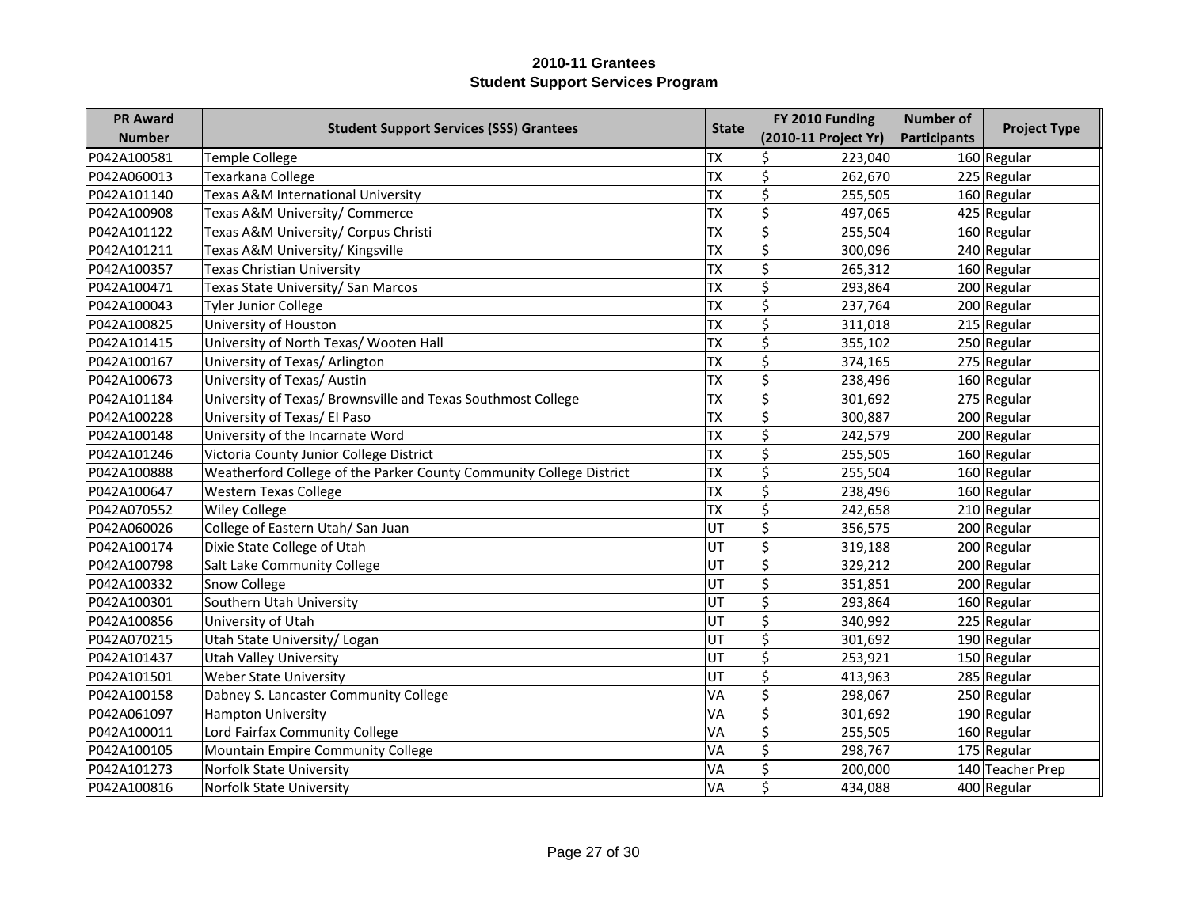# 2010-11 Grantees
## Student Support Services Program

| PR Award Number | Student Support Services (SSS) Grantees | State | FY 2010 Funding (2010-11 Project Yr) | Number of Participants | Project Type |
|---|---|---|---|---|---|
| P042A100581 | Temple College | TX | $ 223,040 | 160 | Regular |
| P042A060013 | Texarkana College | TX | $ 262,670 | 225 | Regular |
| P042A101140 | Texas A&M International University | TX | $ 255,505 | 160 | Regular |
| P042A100908 | Texas A&M University/ Commerce | TX | $ 497,065 | 425 | Regular |
| P042A101122 | Texas A&M University/ Corpus Christi | TX | $ 255,504 | 160 | Regular |
| P042A101211 | Texas A&M University/ Kingsville | TX | $ 300,096 | 240 | Regular |
| P042A100357 | Texas Christian University | TX | $ 265,312 | 160 | Regular |
| P042A100471 | Texas State University/ San Marcos | TX | $ 293,864 | 200 | Regular |
| P042A100043 | Tyler Junior College | TX | $ 237,764 | 200 | Regular |
| P042A100825 | University of Houston | TX | $ 311,018 | 215 | Regular |
| P042A101415 | University of North Texas/ Wooten Hall | TX | $ 355,102 | 250 | Regular |
| P042A100167 | University of Texas/ Arlington | TX | $ 374,165 | 275 | Regular |
| P042A100673 | University of Texas/ Austin | TX | $ 238,496 | 160 | Regular |
| P042A101184 | University of Texas/ Brownsville and Texas Southmost College | TX | $ 301,692 | 275 | Regular |
| P042A100228 | University of Texas/ El Paso | TX | $ 300,887 | 200 | Regular |
| P042A100148 | University of the Incarnate Word | TX | $ 242,579 | 200 | Regular |
| P042A101246 | Victoria County Junior College District | TX | $ 255,505 | 160 | Regular |
| P042A100888 | Weatherford College of the Parker County Community College District | TX | $ 255,504 | 160 | Regular |
| P042A100647 | Western Texas College | TX | $ 238,496 | 160 | Regular |
| P042A070552 | Wiley College | TX | $ 242,658 | 210 | Regular |
| P042A060026 | College of Eastern Utah/ San Juan | UT | $ 356,575 | 200 | Regular |
| P042A100174 | Dixie State College of Utah | UT | $ 319,188 | 200 | Regular |
| P042A100798 | Salt Lake Community College | UT | $ 329,212 | 200 | Regular |
| P042A100332 | Snow College | UT | $ 351,851 | 200 | Regular |
| P042A100301 | Southern Utah University | UT | $ 293,864 | 160 | Regular |
| P042A100856 | University of Utah | UT | $ 340,992 | 225 | Regular |
| P042A070215 | Utah State University/ Logan | UT | $ 301,692 | 190 | Regular |
| P042A101437 | Utah Valley University | UT | $ 253,921 | 150 | Regular |
| P042A101501 | Weber State University | UT | $ 413,963 | 285 | Regular |
| P042A100158 | Dabney S. Lancaster Community College | VA | $ 298,067 | 250 | Regular |
| P042A061097 | Hampton University | VA | $ 301,692 | 190 | Regular |
| P042A100011 | Lord Fairfax Community College | VA | $ 255,505 | 160 | Regular |
| P042A100105 | Mountain Empire Community College | VA | $ 298,767 | 175 | Regular |
| P042A101273 | Norfolk State University | VA | $ 200,000 | 140 | Teacher Prep |
| P042A100816 | Norfolk State University | VA | $ 434,088 | 400 | Regular |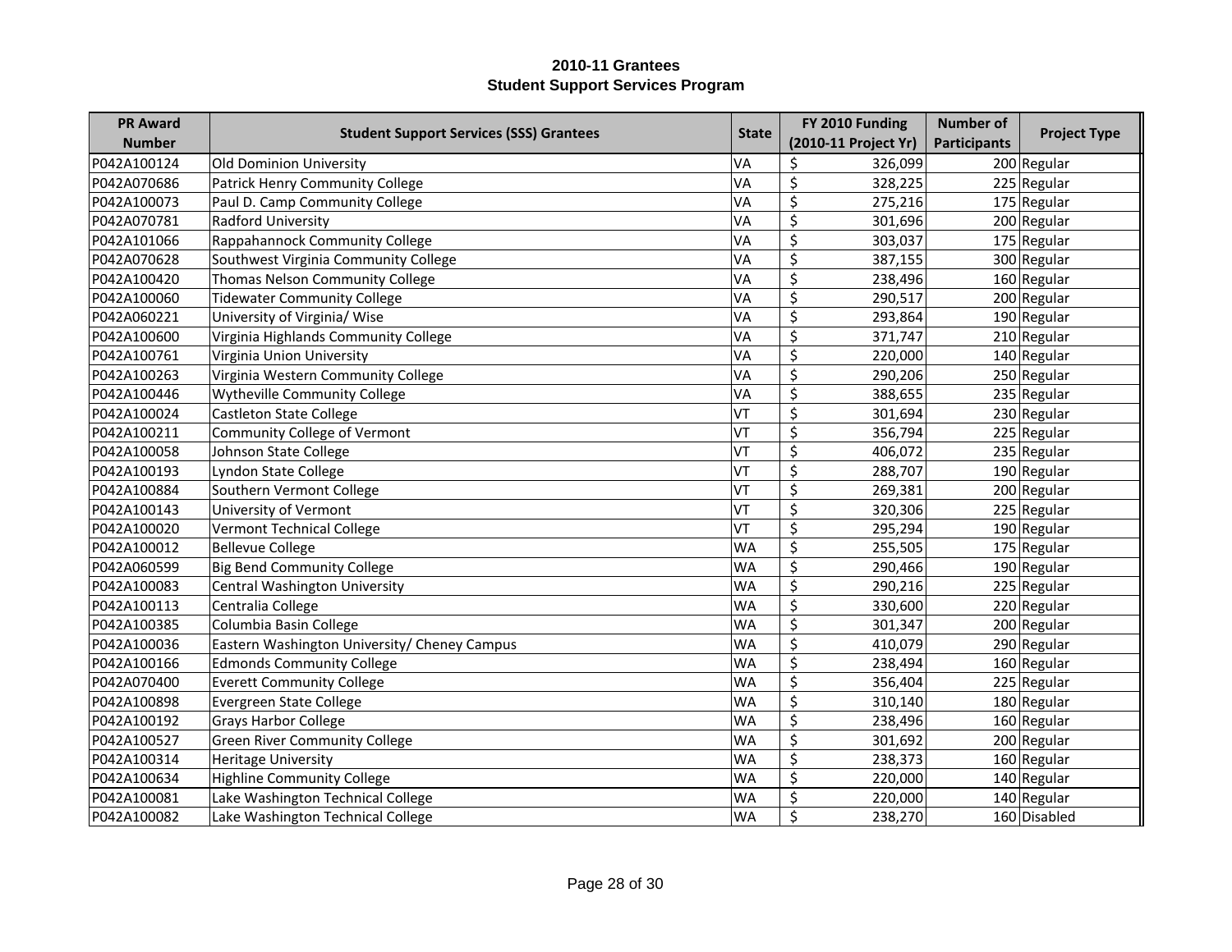# 2010-11 Grantees
## Student Support Services Program

| PR Award Number | Student Support Services (SSS) Grantees | State | FY 2010 Funding (2010-11 Project Yr) | Number of Participants | Project Type |
|---|---|---|---|---|---|
| P042A100124 | Old Dominion University | VA | $ 326,099 | 200 | Regular |
| P042A070686 | Patrick Henry Community College | VA | $ 328,225 | 225 | Regular |
| P042A100073 | Paul D. Camp Community College | VA | $ 275,216 | 175 | Regular |
| P042A070781 | Radford University | VA | $ 301,696 | 200 | Regular |
| P042A101066 | Rappahannock Community College | VA | $ 303,037 | 175 | Regular |
| P042A070628 | Southwest Virginia Community College | VA | $ 387,155 | 300 | Regular |
| P042A100420 | Thomas Nelson Community College | VA | $ 238,496 | 160 | Regular |
| P042A100060 | Tidewater Community College | VA | $ 290,517 | 200 | Regular |
| P042A060221 | University of Virginia/ Wise | VA | $ 293,864 | 190 | Regular |
| P042A100600 | Virginia Highlands Community College | VA | $ 371,747 | 210 | Regular |
| P042A100761 | Virginia Union University | VA | $ 220,000 | 140 | Regular |
| P042A100263 | Virginia Western Community College | VA | $ 290,206 | 250 | Regular |
| P042A100446 | Wytheville Community College | VA | $ 388,655 | 235 | Regular |
| P042A100024 | Castleton State College | VT | $ 301,694 | 230 | Regular |
| P042A100211 | Community College of Vermont | VT | $ 356,794 | 225 | Regular |
| P042A100058 | Johnson State College | VT | $ 406,072 | 235 | Regular |
| P042A100193 | Lyndon State College | VT | $ 288,707 | 190 | Regular |
| P042A100884 | Southern Vermont College | VT | $ 269,381 | 200 | Regular |
| P042A100143 | University of Vermont | VT | $ 320,306 | 225 | Regular |
| P042A100020 | Vermont Technical College | VT | $ 295,294 | 190 | Regular |
| P042A100012 | Bellevue College | WA | $ 255,505 | 175 | Regular |
| P042A060599 | Big Bend Community College | WA | $ 290,466 | 190 | Regular |
| P042A100083 | Central Washington University | WA | $ 290,216 | 225 | Regular |
| P042A100113 | Centralia College | WA | $ 330,600 | 220 | Regular |
| P042A100385 | Columbia Basin College | WA | $ 301,347 | 200 | Regular |
| P042A100036 | Eastern Washington University/ Cheney Campus | WA | $ 410,079 | 290 | Regular |
| P042A100166 | Edmonds Community College | WA | $ 238,494 | 160 | Regular |
| P042A070400 | Everett Community College | WA | $ 356,404 | 225 | Regular |
| P042A100898 | Evergreen State College | WA | $ 310,140 | 180 | Regular |
| P042A100192 | Grays Harbor College | WA | $ 238,496 | 160 | Regular |
| P042A100527 | Green River Community College | WA | $ 301,692 | 200 | Regular |
| P042A100314 | Heritage University | WA | $ 238,373 | 160 | Regular |
| P042A100634 | Highline Community College | WA | $ 220,000 | 140 | Regular |
| P042A100081 | Lake Washington Technical College | WA | $ 220,000 | 140 | Regular |
| P042A100082 | Lake Washington Technical College | WA | $ 238,270 | 160 | Disabled |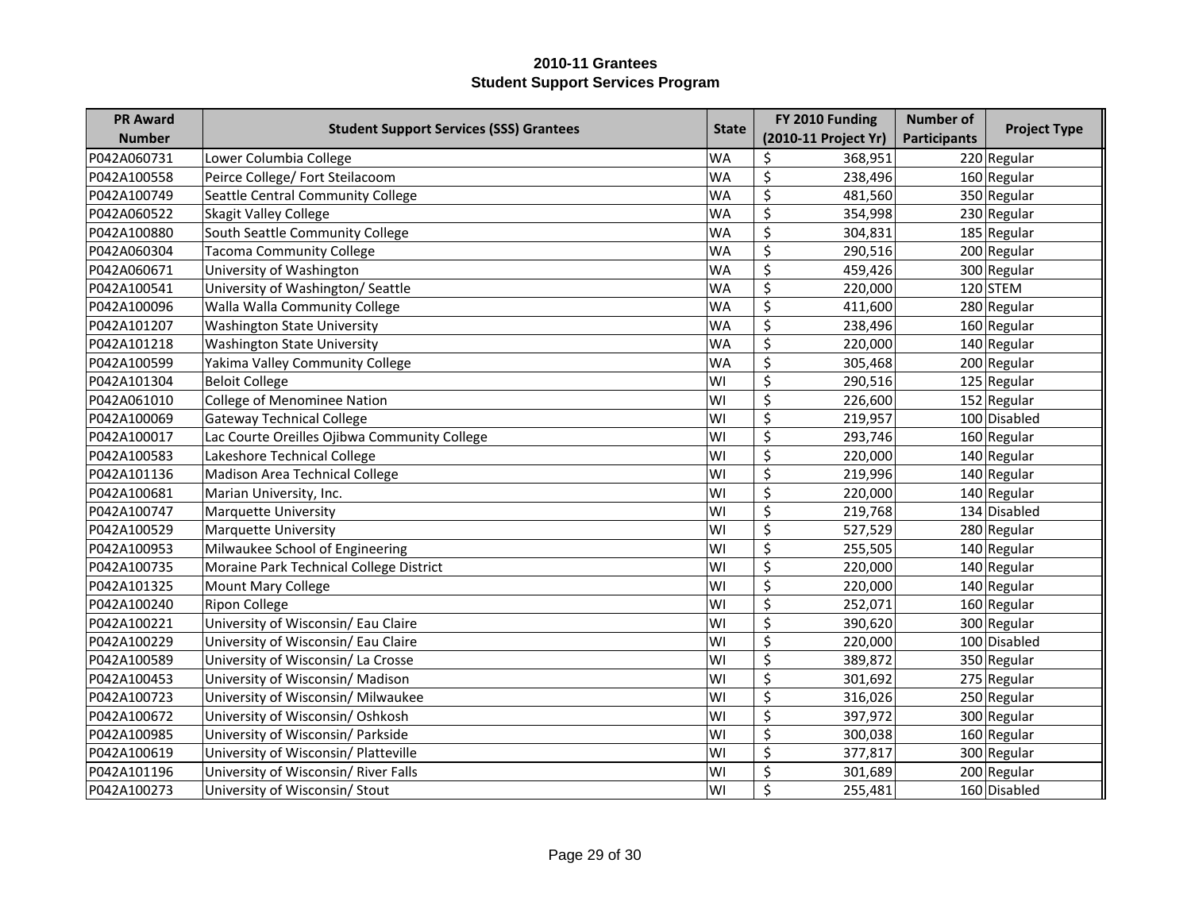# 2010-11 Grantees
## Student Support Services Program

| PR Award Number | Student Support Services (SSS) Grantees | State | FY 2010 Funding (2010-11 Project Yr) | Number of Participants | Project Type |
|---|---|---|---|---|---|
| P042A060731 | Lower Columbia College | WA | $ 368,951 | 220 | Regular |
| P042A100558 | Peirce College/ Fort Steilacoom | WA | $ 238,496 | 160 | Regular |
| P042A100749 | Seattle Central Community College | WA | $ 481,560 | 350 | Regular |
| P042A060522 | Skagit Valley College | WA | $ 354,998 | 230 | Regular |
| P042A100880 | South Seattle Community College | WA | $ 304,831 | 185 | Regular |
| P042A060304 | Tacoma Community College | WA | $ 290,516 | 200 | Regular |
| P042A060671 | University of Washington | WA | $ 459,426 | 300 | Regular |
| P042A100541 | University of Washington/ Seattle | WA | $ 220,000 | 120 | STEM |
| P042A100096 | Walla Walla Community College | WA | $ 411,600 | 280 | Regular |
| P042A101207 | Washington State University | WA | $ 238,496 | 160 | Regular |
| P042A101218 | Washington State University | WA | $ 220,000 | 140 | Regular |
| P042A100599 | Yakima Valley Community College | WA | $ 305,468 | 200 | Regular |
| P042A101304 | Beloit College | WI | $ 290,516 | 125 | Regular |
| P042A061010 | College of Menominee Nation | WI | $ 226,600 | 152 | Regular |
| P042A100069 | Gateway Technical College | WI | $ 219,957 | 100 | Disabled |
| P042A100017 | Lac Courte Oreilles Ojibwa Community College | WI | $ 293,746 | 160 | Regular |
| P042A100583 | Lakeshore Technical College | WI | $ 220,000 | 140 | Regular |
| P042A101136 | Madison Area Technical College | WI | $ 219,996 | 140 | Regular |
| P042A100681 | Marian University, Inc. | WI | $ 220,000 | 140 | Regular |
| P042A100747 | Marquette University | WI | $ 219,768 | 134 | Disabled |
| P042A100529 | Marquette University | WI | $ 527,529 | 280 | Regular |
| P042A100953 | Milwaukee School of Engineering | WI | $ 255,505 | 140 | Regular |
| P042A100735 | Moraine Park Technical College District | WI | $ 220,000 | 140 | Regular |
| P042A101325 | Mount Mary College | WI | $ 220,000 | 140 | Regular |
| P042A100240 | Ripon College | WI | $ 252,071 | 160 | Regular |
| P042A100221 | University of Wisconsin/ Eau Claire | WI | $ 390,620 | 300 | Regular |
| P042A100229 | University of Wisconsin/ Eau Claire | WI | $ 220,000 | 100 | Disabled |
| P042A100589 | University of Wisconsin/ La Crosse | WI | $ 389,872 | 350 | Regular |
| P042A100453 | University of Wisconsin/ Madison | WI | $ 301,692 | 275 | Regular |
| P042A100723 | University of Wisconsin/ Milwaukee | WI | $ 316,026 | 250 | Regular |
| P042A100672 | University of Wisconsin/ Oshkosh | WI | $ 397,972 | 300 | Regular |
| P042A100985 | University of Wisconsin/ Parkside | WI | $ 300,038 | 160 | Regular |
| P042A100619 | University of Wisconsin/ Platteville | WI | $ 377,817 | 300 | Regular |
| P042A101196 | University of Wisconsin/ River Falls | WI | $ 301,689 | 200 | Regular |
| P042A100273 | University of Wisconsin/ Stout | WI | $ 255,481 | 160 | Disabled |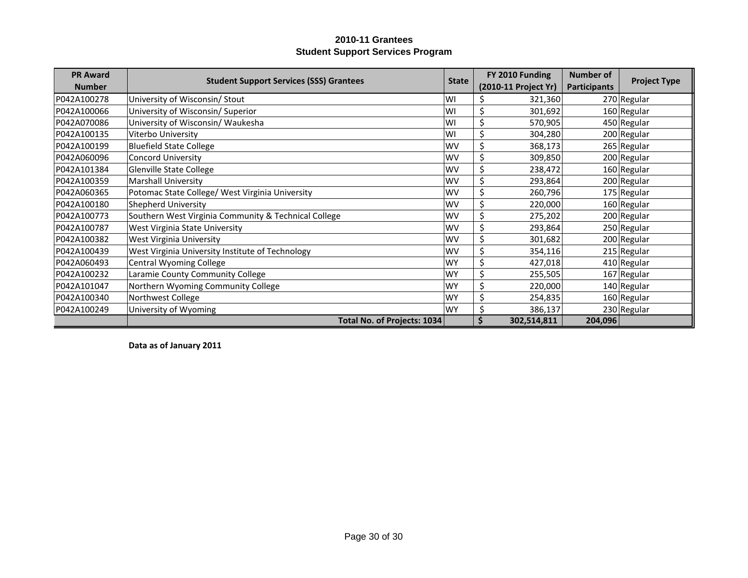## 2010-11 Grantees
## Student Support Services Program

| PR Award Number | Student Support Services (SSS) Grantees | State | FY 2010 Funding (2010-11 Project Yr) | Number of Participants | Project Type |
|---|---|---|---|---|---|
| P042A100278 | University of Wisconsin/ Stout | WI | $ 321,360 | 270 | Regular |
| P042A100066 | University of Wisconsin/ Superior | WI | $ 301,692 | 160 | Regular |
| P042A070086 | University of Wisconsin/ Waukesha | WI | $ 570,905 | 450 | Regular |
| P042A100135 | Viterbo University | WI | $ 304,280 | 200 | Regular |
| P042A100199 | Bluefield State College | WV | $ 368,173 | 265 | Regular |
| P042A060096 | Concord University | WV | $ 309,850 | 200 | Regular |
| P042A101384 | Glenville State College | WV | $ 238,472 | 160 | Regular |
| P042A100359 | Marshall University | WV | $ 293,864 | 200 | Regular |
| P042A060365 | Potomac State College/ West Virginia University | WV | $ 260,796 | 175 | Regular |
| P042A100180 | Shepherd University | WV | $ 220,000 | 160 | Regular |
| P042A100773 | Southern West Virginia Community & Technical College | WV | $ 275,202 | 200 | Regular |
| P042A100787 | West Virginia State University | WV | $ 293,864 | 250 | Regular |
| P042A100382 | West Virginia University | WV | $ 301,682 | 200 | Regular |
| P042A100439 | West Virginia University Institute of Technology | WV | $ 354,116 | 215 | Regular |
| P042A060493 | Central Wyoming College | WY | $ 427,018 | 410 | Regular |
| P042A100232 | Laramie County Community College | WY | $ 255,505 | 167 | Regular |
| P042A101047 | Northern Wyoming Community College | WY | $ 220,000 | 140 | Regular |
| P042A100340 | Northwest College | WY | $ 254,835 | 160 | Regular |
| P042A100249 | University of Wyoming | WY | $ 386,137 | 230 | Regular |
| | **Total No. of Projects: 1034** | | **$ 302,514,811** | **204,096** | |

**Data as of January 2011**